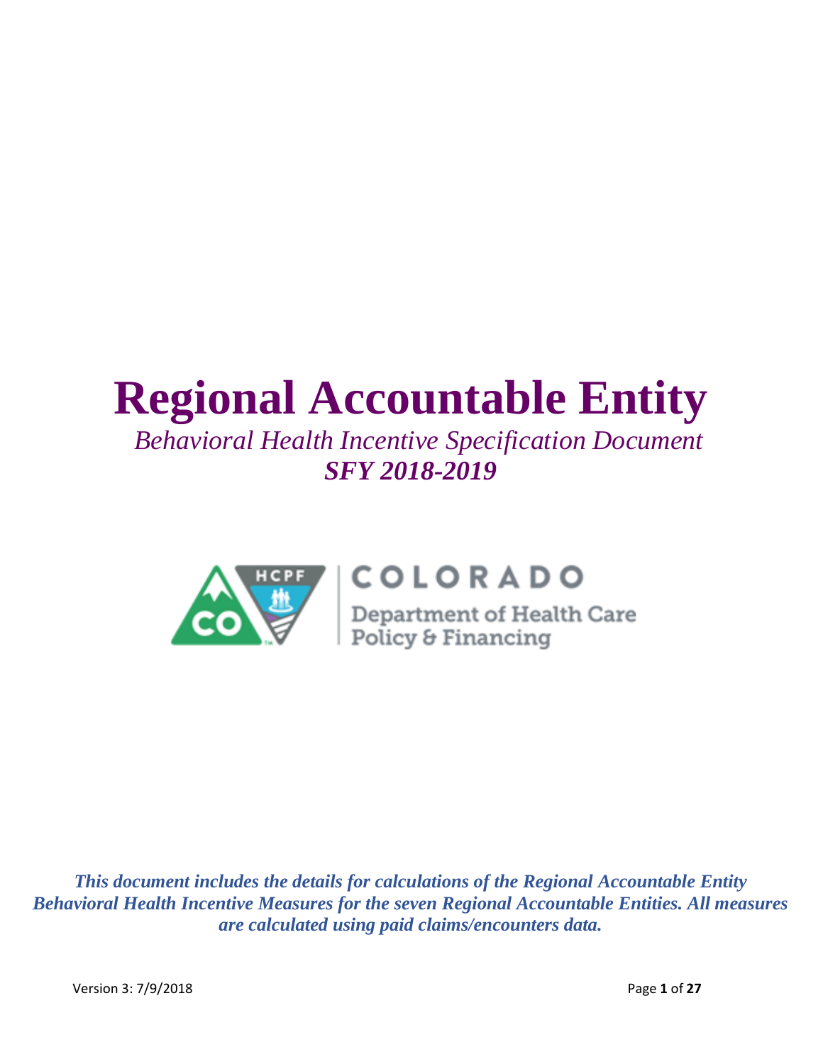# Regional Accountable Entity

*Behavioral Health Incentive Specification Document*

***SFY 2018-2019***

COLORADO

Department of Health Care Policy & Financing

***This document includes the details for calculations of the Regional Accountable Entity Behavioral Health Incentive Measures for the seven Regional Accountable Entities. All measures are calculated using paid claims/encounters data.***

Version 3: 7/9/2018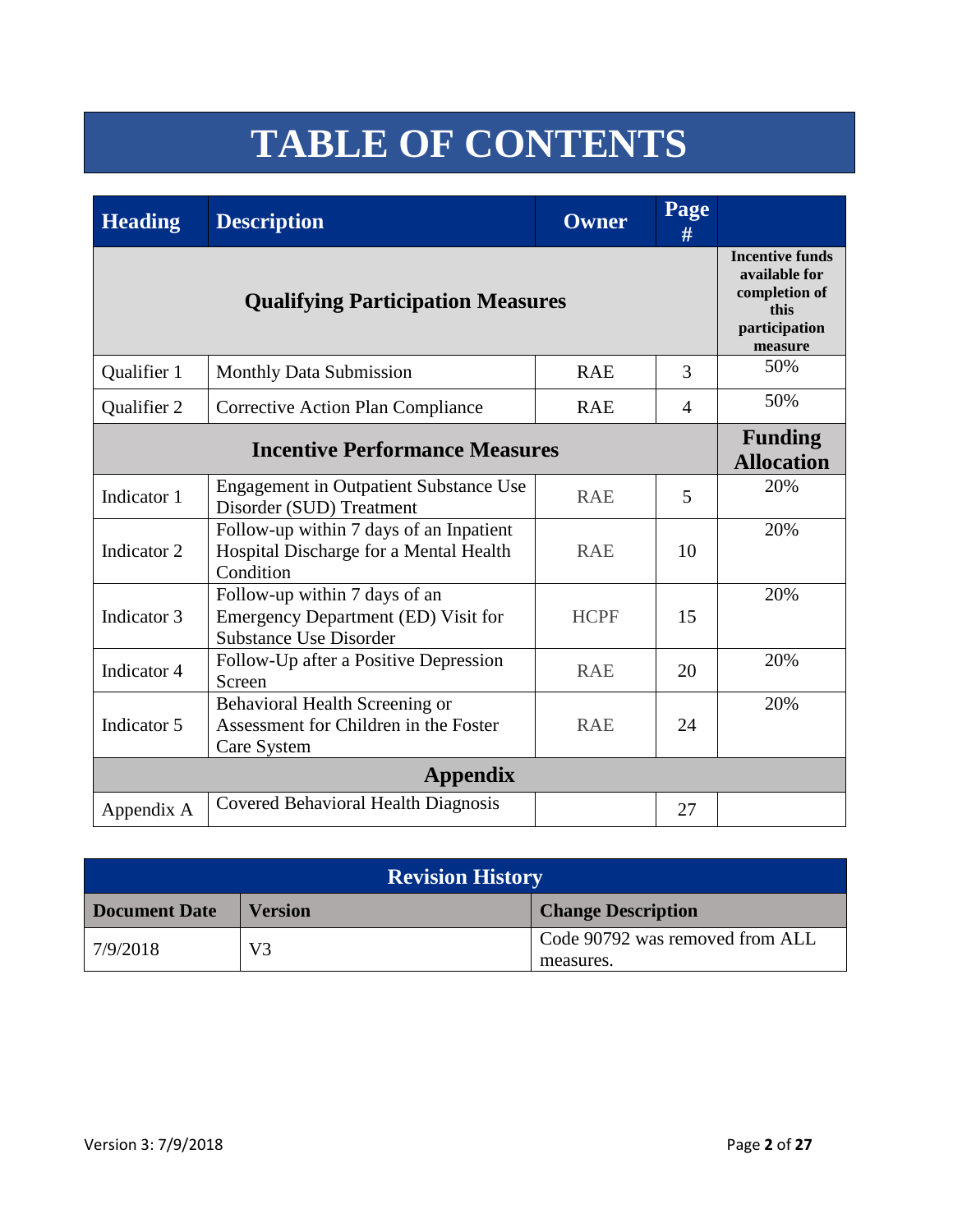# TABLE OF CONTENTS

| Heading | Description | Owner | Page # | |
|---|---|---|---|---|
| **Qualifying Participation Measures** | | | | **Incentive funds available for completion of this participation measure** |
| Qualifier 1 | Monthly Data Submission | RAE | 3 | 50% |
| Qualifier 2 | Corrective Action Plan Compliance | RAE | 4 | 50% |
| **Incentive Performance Measures** | | | | **Funding Allocation** |
| Indicator 1 | Engagement in Outpatient Substance Use Disorder (SUD) Treatment | RAE | 5 | 20% |
| Indicator 2 | Follow-up within 7 days of an Inpatient Hospital Discharge for a Mental Health Condition | RAE | 10 | 20% |
| Indicator 3 | Follow-up within 7 days of an Emergency Department (ED) Visit for Substance Use Disorder | HCPF | 15 | 20% |
| Indicator 4 | Follow-Up after a Positive Depression Screen | RAE | 20 | 20% |
| Indicator 5 | Behavioral Health Screening or Assessment for Children in the Foster Care System | RAE | 24 | 20% |
| **Appendix** | | | | |
| Appendix A | Covered Behavioral Health Diagnosis | | 27 | |

| Revision History | | |
|---|---|---|
| **Document Date** | **Version** | **Change Description** |
| 7/9/2018 | V3 | Code 90792 was removed from ALL measures. |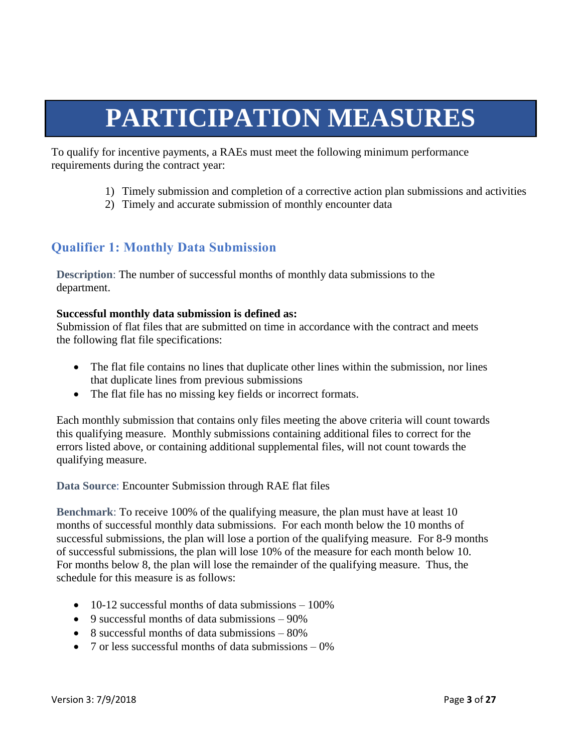# PARTICIPATION MEASURES

To qualify for incentive payments, a RAEs must meet the following minimum performance requirements during the contract year:

1) Timely submission and completion of a corrective action plan submissions and activities
2) Timely and accurate submission of monthly encounter data

## Qualifier 1: Monthly Data Submission

**Description**: The number of successful months of monthly data submissions to the department.

**Successful monthly data submission is defined as:**
Submission of flat files that are submitted on time in accordance with the contract and meets the following flat file specifications:

- The flat file contains no lines that duplicate other lines within the submission, nor lines that duplicate lines from previous submissions
- The flat file has no missing key fields or incorrect formats.

Each monthly submission that contains only files meeting the above criteria will count towards this qualifying measure. Monthly submissions containing additional files to correct for the errors listed above, or containing additional supplemental files, will not count towards the qualifying measure.

**Data Source**: Encounter Submission through RAE flat files

**Benchmark**: To receive 100% of the qualifying measure, the plan must have at least 10 months of successful monthly data submissions. For each month below the 10 months of successful submissions, the plan will lose a portion of the qualifying measure. For 8-9 months of successful submissions, the plan will lose 10% of the measure for each month below 10. For months below 8, the plan will lose the remainder of the qualifying measure. Thus, the schedule for this measure is as follows:

- 10-12 successful months of data submissions – 100%
- 9 successful months of data submissions – 90%
- 8 successful months of data submissions – 80%
- 7 or less successful months of data submissions – 0%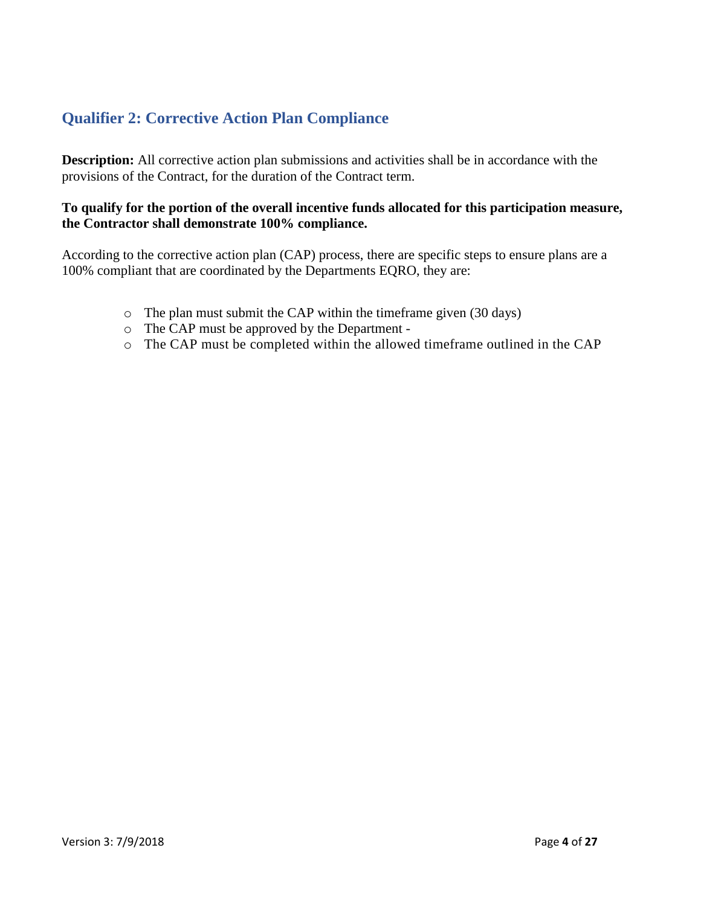## Qualifier 2: Corrective Action Plan Compliance

**Description:** All corrective action plan submissions and activities shall be in accordance with the provisions of the Contract, for the duration of the Contract term.

**To qualify for the portion of the overall incentive funds allocated for this participation measure, the Contractor shall demonstrate 100% compliance.**

According to the corrective action plan (CAP) process, there are specific steps to ensure plans are a 100% compliant that are coordinated by the Departments EQRO, they are:

- The plan must submit the CAP within the timeframe given (30 days)
- The CAP must be approved by the Department -
- The CAP must be completed within the allowed timeframe outlined in the CAP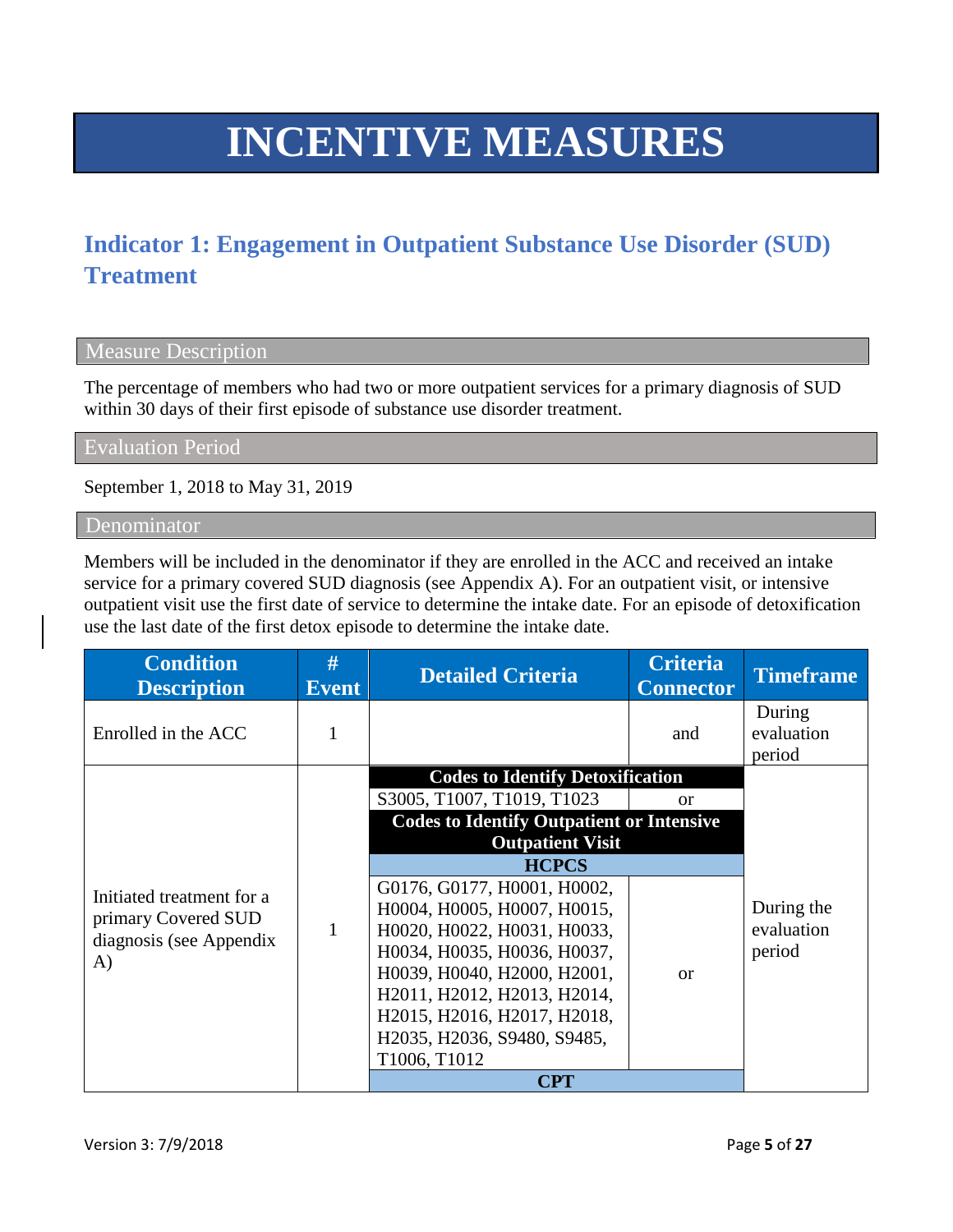# INCENTIVE MEASURES

## Indicator 1: Engagement in Outpatient Substance Use Disorder (SUD) Treatment

### Measure Description

The percentage of members who had two or more outpatient services for a primary diagnosis of SUD within 30 days of their first episode of substance use disorder treatment.

### Evaluation Period

September 1, 2018 to May 31, 2019

### Denominator

Members will be included in the denominator if they are enrolled in the ACC and received an intake service for a primary covered SUD diagnosis (see Appendix A). For an outpatient visit, or intensive outpatient visit use the first date of service to determine the intake date. For an episode of detoxification use the last date of the first detox episode to determine the intake date.

| Condition Description | # Event | Detailed Criteria | Criteria Connector | Timeframe |
|---|---|---|---|---|
| Enrolled in the ACC | 1 | | and | During evaluation period |
| Initiated treatment for a primary Covered SUD diagnosis (see Appendix A) | 1 | **Codes to Identify Detoxification** | | During the evaluation period |
| | | S3005, T1007, T1019, T1023 | or | |
| | | **Codes to Identify Outpatient or Intensive Outpatient Visit** | | |
| | | **HCPCS** | | |
| | | G0176, G0177, H0001, H0002, H0004, H0005, H0007, H0015, H0020, H0022, H0031, H0033, H0034, H0035, H0036, H0037, H0039, H0040, H2000, H2001, H2011, H2012, H2013, H2014, H2015, H2016, H2017, H2018, H2035, H2036, S9480, S9485, T1006, T1012 | or | |
| | | **CPT** | | |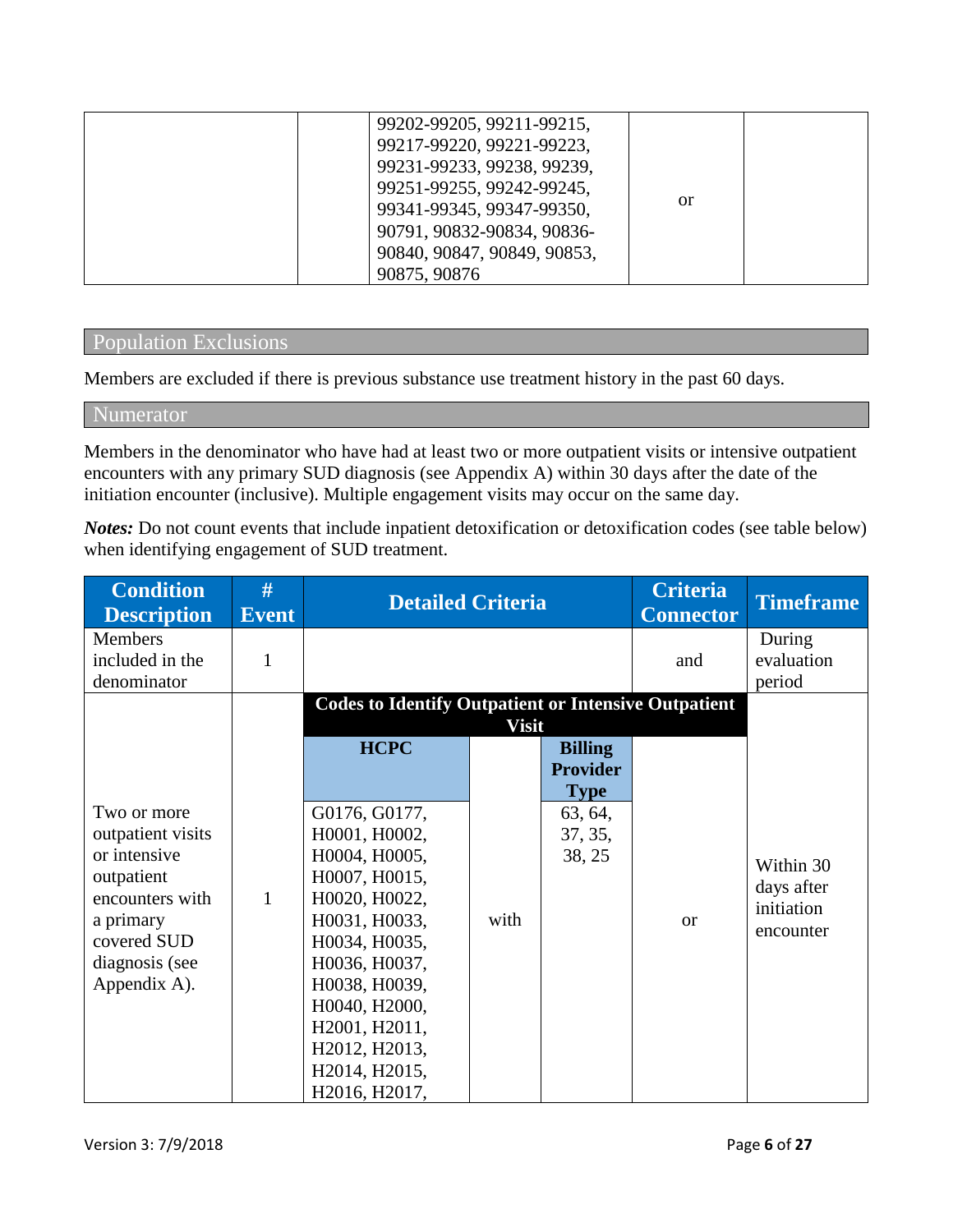| | | | | |
|---|---|---|---|---|
| | | 99202-99205, 99211-99215, 99217-99220, 99221-99223, 99231-99233, 99238, 99239, 99251-99255, 99242-99245, 99341-99345, 99347-99350, 90791, 90832-90834, 90836-90840, 90847, 90849, 90853, 90875, 90876 | or | |

## Population Exclusions

Members are excluded if there is previous substance use treatment history in the past 60 days.

## Numerator

Members in the denominator who have had at least two or more outpatient visits or intensive outpatient encounters with any primary SUD diagnosis (see Appendix A) within 30 days after the date of the initiation encounter (inclusive). Multiple engagement visits may occur on the same day.

***Notes:*** Do not count events that include inpatient detoxification or detoxification codes (see table below) when identifying engagement of SUD treatment.

| Condition Description | # Event | Detailed Criteria | | | Criteria Connector | Timeframe |
|---|---|---|---|---|---|---|
| Members included in the denominator | 1 | | | | and | During evaluation period |
| | | **Codes to Identify Outpatient or Intensive Outpatient Visit** | | | | |
| | | **HCPC** | | **Billing Provider Type** | | |
| Two or more outpatient visits or intensive outpatient encounters with a primary covered SUD diagnosis (see Appendix A). | 1 | G0176, G0177, H0001, H0002, H0004, H0005, H0007, H0015, H0020, H0022, H0031, H0033, H0034, H0035, H0036, H0037, H0038, H0039, H0040, H2000, H2001, H2011, H2012, H2013, H2014, H2015, H2016, H2017, | with | 63, 64, 37, 35, 38, 25 | or | Within 30 days after initiation encounter |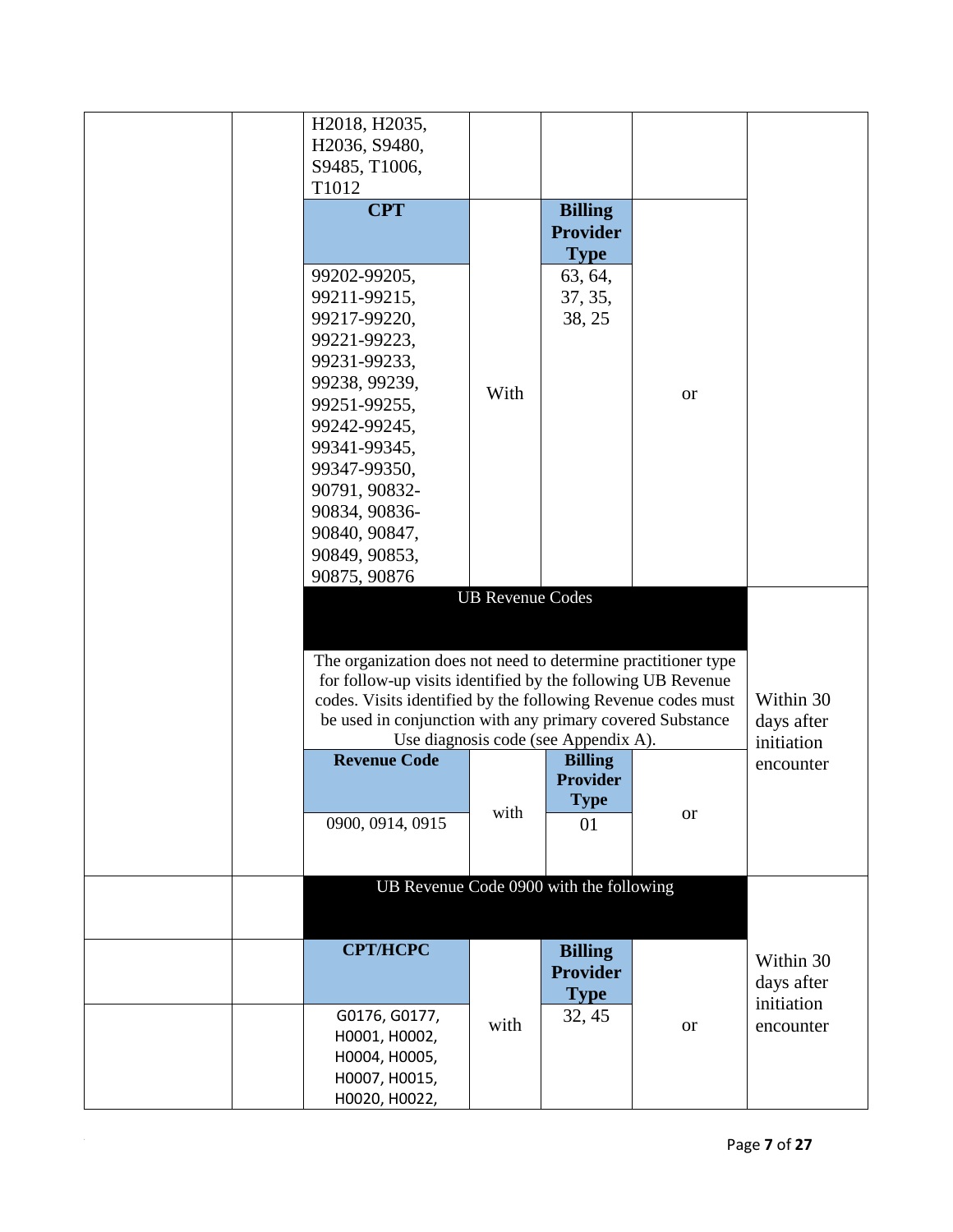| | | | | | | |
|---|---|---|---|---|---|---|
| | | H2018, H2035, H2036, S9480, S9485, T1006, T1012 | | | | |
| | | **CPT** | | **Billing Provider Type** | | |
| | | 99202-99205, 99211-99215, 99217-99220, 99221-99223, 99231-99233, 99238, 99239, 99251-99255, 99242-99245, 99341-99345, 99347-99350, 90791, 90832-90834, 90836-90840, 90847, 90849, 90853, 90875, 90876 | With | 63, 64, 37, 35, 38, 25 | or | |
| | | UB Revenue Codes | | | | Within 30 days after initiation encounter |
| | | The organization does not need to determine practitioner type for follow-up visits identified by the following UB Revenue codes. Visits identified by the following Revenue codes must be used in conjunction with any primary covered Substance Use diagnosis code (see Appendix A). | | | | |
| | | **Revenue Code** | | **Billing Provider Type** | | |
| | | 0900, 0914, 0915 | with | 01 | or | |
| | | UB Revenue Code 0900 with the following | | | | Within 30 days after initiation encounter |
| | | **CPT/HCPC** | | **Billing Provider Type** | | |
| | | G0176, G0177, H0001, H0002, H0004, H0005, H0007, H0015, H0020, H0022, | with | 32, 45 | or | |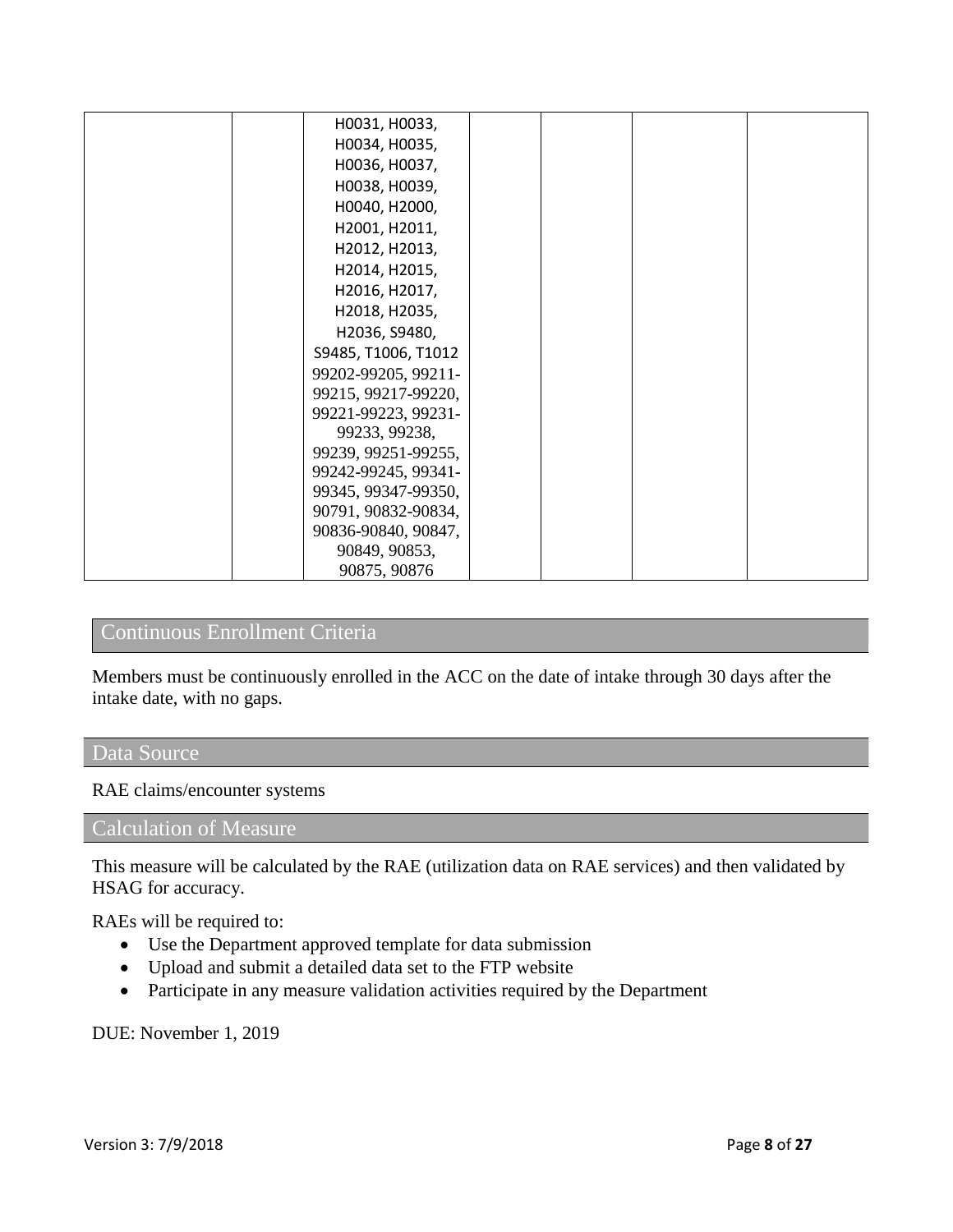|  |  | H0031, H0033, H0034, H0035, H0036, H0037, H0038, H0039, H0040, H2000, H2001, H2011, H2012, H2013, H2014, H2015, H2016, H2017, H2018, H2035, H2036, S9480, S9485, T1006, T1012 99202-99205, 99211-99215, 99217-99220, 99221-99223, 99231-99233, 99238, 99239, 99251-99255, 99242-99245, 99341-99345, 99347-99350, 90791, 90832-90834, 90836-90840, 90847, 90849, 90853, 90875, 90876 |  |  |  |  |
|---|---|---|---|---|---|---|

## Continuous Enrollment Criteria

Members must be continuously enrolled in the ACC on the date of intake through 30 days after the intake date, with no gaps.

## Data Source

RAE claims/encounter systems

## Calculation of Measure

This measure will be calculated by the RAE (utilization data on RAE services) and then validated by HSAG for accuracy.

RAEs will be required to:

- Use the Department approved template for data submission
- Upload and submit a detailed data set to the FTP website
- Participate in any measure validation activities required by the Department

DUE: November 1, 2019

Version 3: 7/9/2018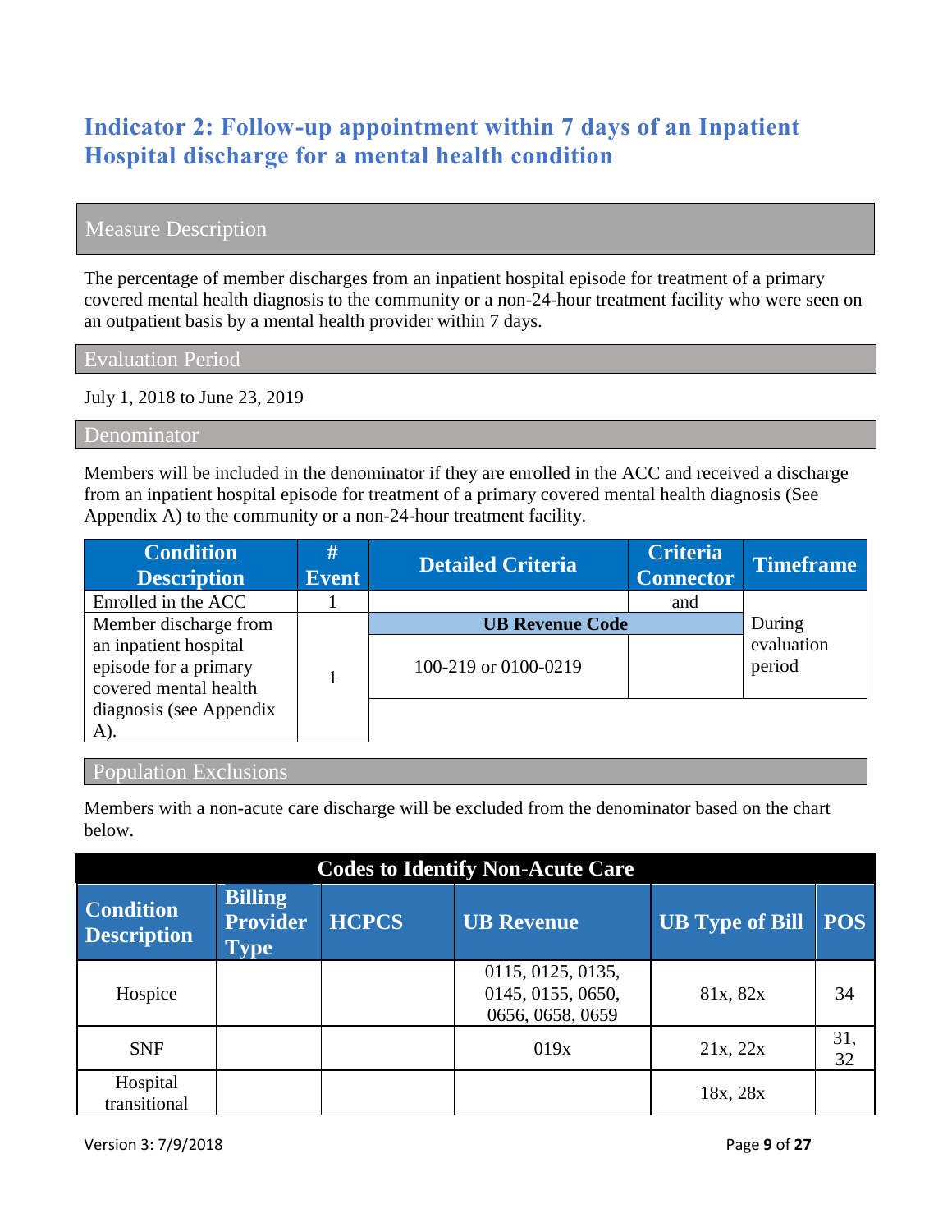## Indicator 2: Follow-up appointment within 7 days of an Inpatient Hospital discharge for a mental health condition

### Measure Description

The percentage of member discharges from an inpatient hospital episode for treatment of a primary covered mental health diagnosis to the community or a non-24-hour treatment facility who were seen on an outpatient basis by a mental health provider within 7 days.

### Evaluation Period

July 1, 2018 to June 23, 2019

### Denominator

Members will be included in the denominator if they are enrolled in the ACC and received a discharge from an inpatient hospital episode for treatment of a primary covered mental health diagnosis (See Appendix A) to the community or a non-24-hour treatment facility.

| Condition Description | # Event | Detailed Criteria | Criteria Connector | Timeframe |
|---|---|---|---|---|
| Enrolled in the ACC | 1 | | and | During evaluation period |
| Member discharge from an inpatient hospital episode for a primary covered mental health diagnosis (see Appendix A). | 1 | **UB Revenue Code** | | |
| | | 100-219 or 0100-0219 | | |

### Population Exclusions

Members with a non-acute care discharge will be excluded from the denominator based on the chart below.

| Codes to Identify Non-Acute Care | | | | | |
|---|---|---|---|---|---|
| **Condition Description** | **Billing Provider Type** | **HCPCS** | **UB Revenue** | **UB Type of Bill** | **POS** |
| Hospice | | | 0115, 0125, 0135, 0145, 0155, 0650, 0656, 0658, 0659 | 81x, 82x | 34 |
| SNF | | | 019x | 21x, 22x | 31, 32 |
| Hospital transitional | | | | 18x, 28x | |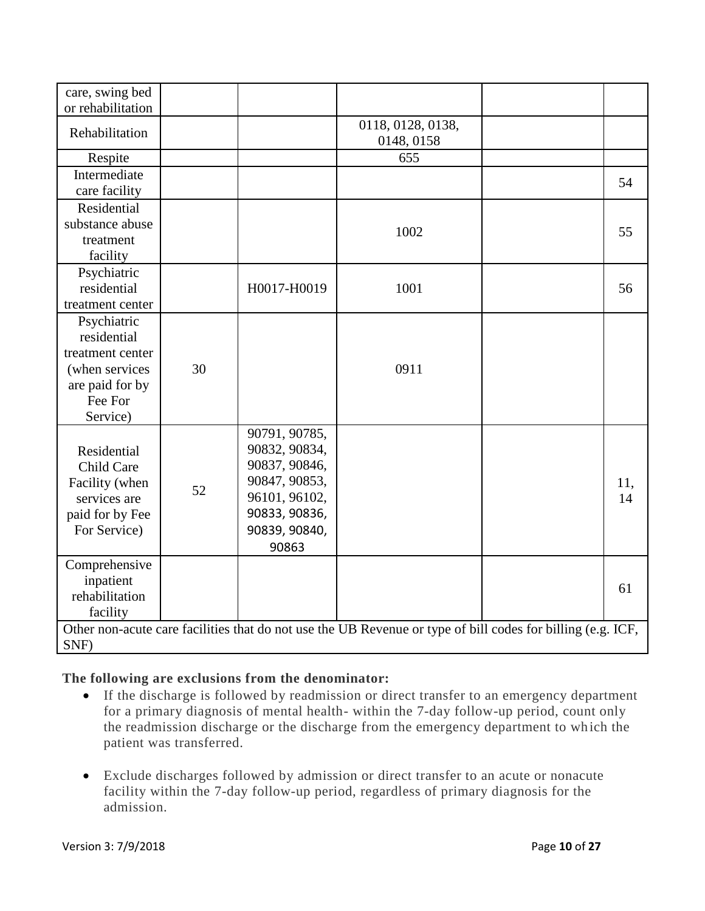| | | | | | |
|---|---|---|---|---|---|
| care, swing bed or rehabilitation | | | | | |
| Rehabilitation | | | 0118, 0128, 0138, 0148, 0158 | | |
| Respite | | | 655 | | |
| Intermediate care facility | | | | | 54 |
| Residential substance abuse treatment facility | | | 1002 | | 55 |
| Psychiatric residential treatment center | | H0017-H0019 | 1001 | | 56 |
| Psychiatric residential treatment center (when services are paid for by Fee For Service) | 30 | | 0911 | | |
| Residential Child Care Facility (when services are paid for by Fee For Service) | 52 | 90791, 90785, 90832, 90834, 90837, 90846, 90847, 90853, 96101, 96102, 90833, 90836, 90839, 90840, 90863 | | | 11, 14 |
| Comprehensive inpatient rehabilitation facility | | | | | 61 |
| Other non-acute care facilities that do not use the UB Revenue or type of bill codes for billing (e.g. ICF, SNF) | | | | | |

**The following are exclusions from the denominator:**

- If the discharge is followed by readmission or direct transfer to an emergency department for a primary diagnosis of mental health- within the 7-day follow-up period, count only the readmission discharge or the discharge from the emergency department to which the patient was transferred.

- Exclude discharges followed by admission or direct transfer to an acute or nonacute facility within the 7-day follow-up period, regardless of primary diagnosis for the admission.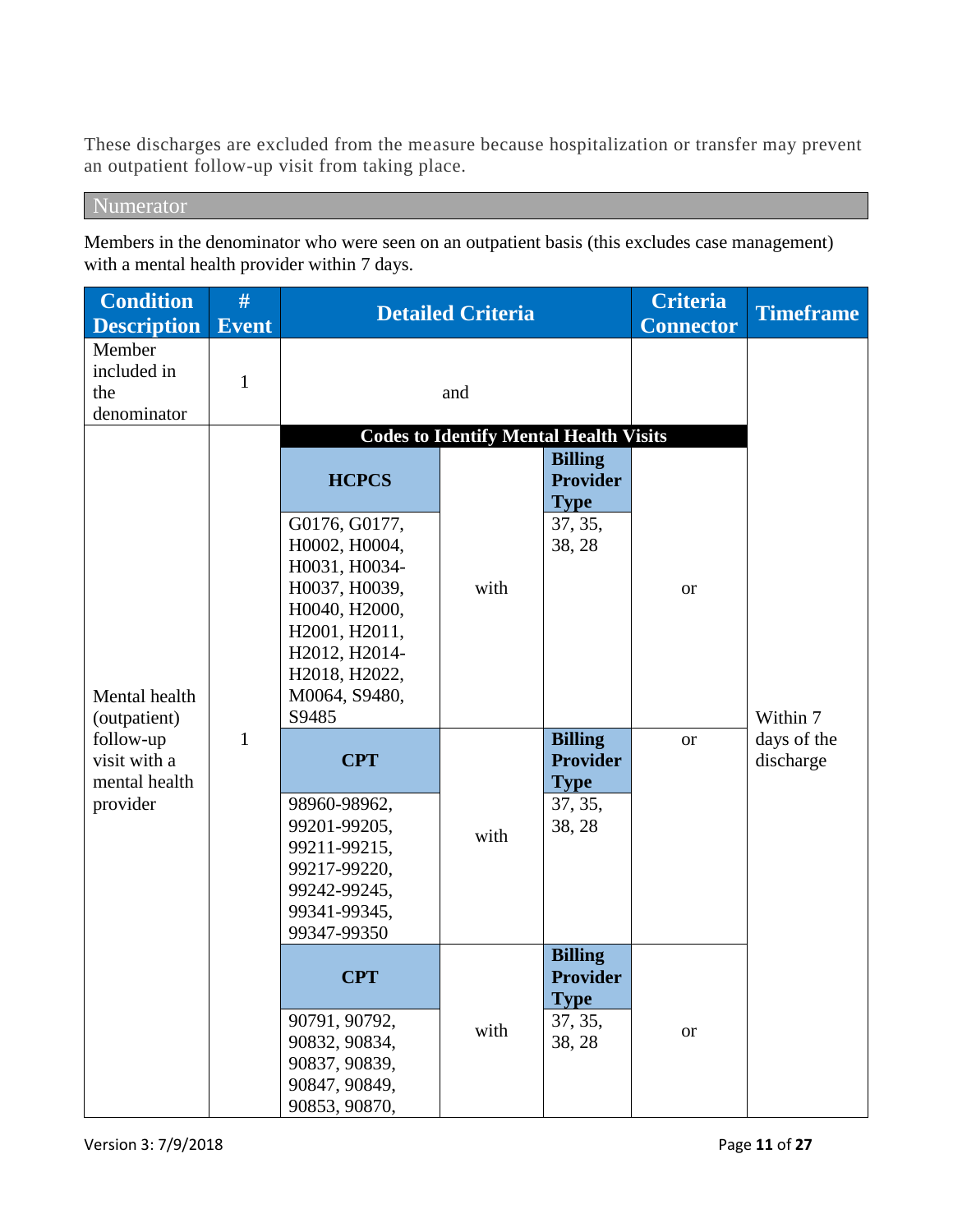These discharges are excluded from the measure because hospitalization or transfer may prevent an outpatient follow-up visit from taking place.

## Numerator

Members in the denominator who were seen on an outpatient basis (this excludes case management) with a mental health provider within 7 days.

| Condition Description | # Event | Detailed Criteria | | | Criteria Connector | Timeframe |
|---|---|---|---|---|---|---|
| Member included in the denominator | 1 | and | | | | Within 7 days of the discharge |
| Mental health (outpatient) follow-up visit with a mental health provider | 1 | **Codes to Identify Mental Health Visits** | | | | |
| | | **HCPCS** | | **Billing Provider Type** | | |
| | | G0176, G0177, H0002, H0004, H0031, H0034-H0037, H0039, H0040, H2000, H2001, H2011, H2012, H2014-H2018, H2022, M0064, S9480, S9485 | with | 37, 35, 38, 28 | or | |
| | | **CPT** | | **Billing Provider Type** | or | |
| | | 98960-98962, 99201-99205, 99211-99215, 99217-99220, 99242-99245, 99341-99345, 99347-99350 | with | 37, 35, 38, 28 | | |
| | | **CPT** | | **Billing Provider Type** | | |
| | | 90791, 90792, 90832, 90834, 90837, 90839, 90847, 90849, 90853, 90870, | with | 37, 35, 38, 28 | or | |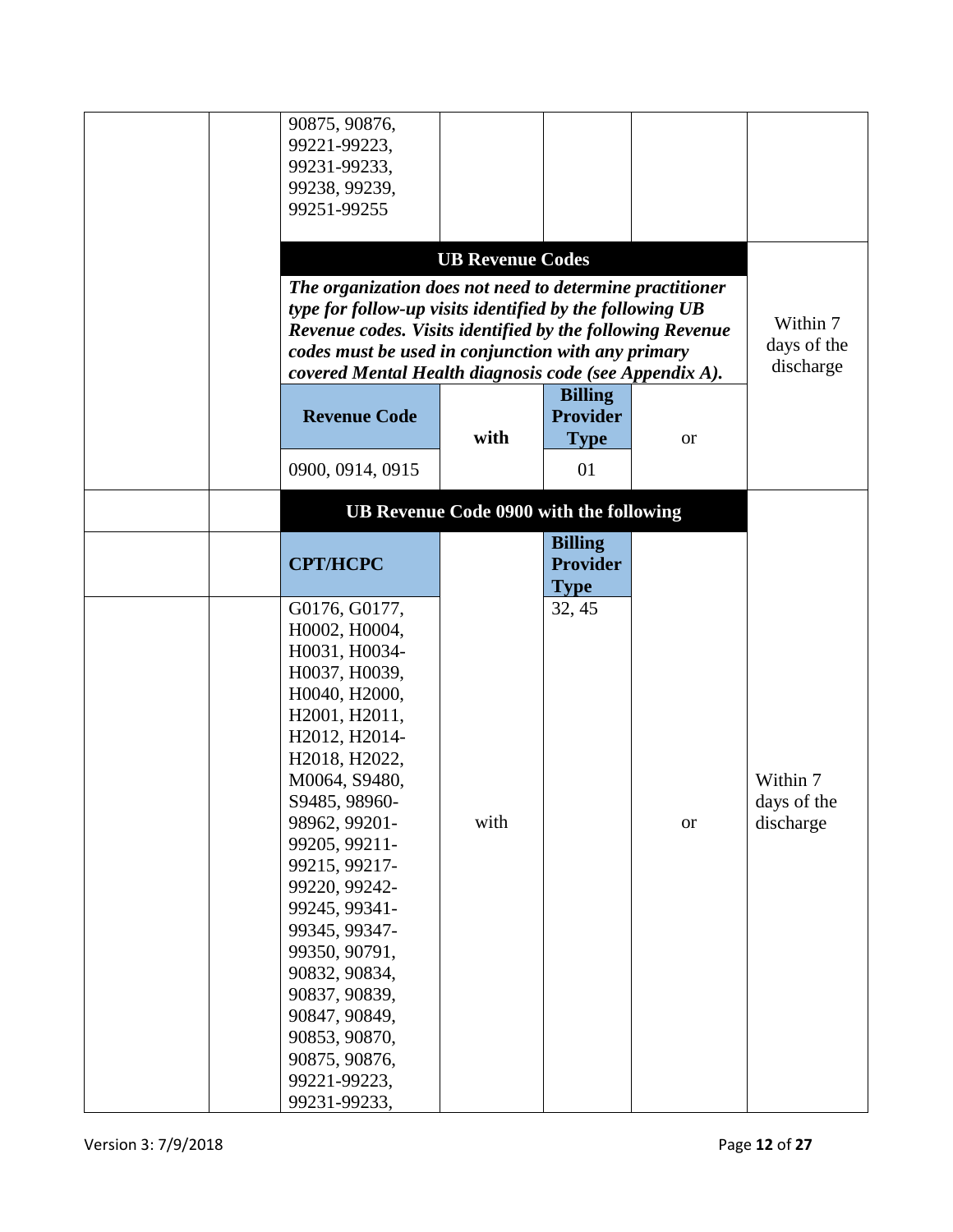| | | | | | | |
|---|---|---|---|---|---|---|
| | | 90875, 90876, 99221-99223, 99231-99233, 99238, 99239, 99251-99255 | | | | |
| | | **UB Revenue Codes** | | | | Within 7 days of the discharge |
| | | ***The organization does not need to determine practitioner type for follow-up visits identified by the following UB Revenue codes. Visits identified by the following Revenue codes must be used in conjunction with any primary covered Mental Health diagnosis code (see Appendix A).*** | | | | |
| | | **Revenue Code** | **with** | **Billing Provider Type** | or | |
| | | 0900, 0914, 0915 | | 01 | | |
| | | **UB Revenue Code 0900 with the following** | | | | Within 7 days of the discharge |
| | | **CPT/HCPC** | | **Billing Provider Type** | | |
| | | G0176, G0177, H0002, H0004, H0031, H0034-H0037, H0039, H0040, H2000, H2001, H2011, H2012, H2014-H2018, H2022, M0064, S9480, S9485, 98960-98962, 99201-99205, 99211-99215, 99217-99220, 99242-99245, 99341-99345, 99347-99350, 90791, 90832, 90834, 90837, 90839, 90847, 90849, 90853, 90870, 90875, 90876, 99221-99223, 99231-99233, | with | 32, 45 | or | |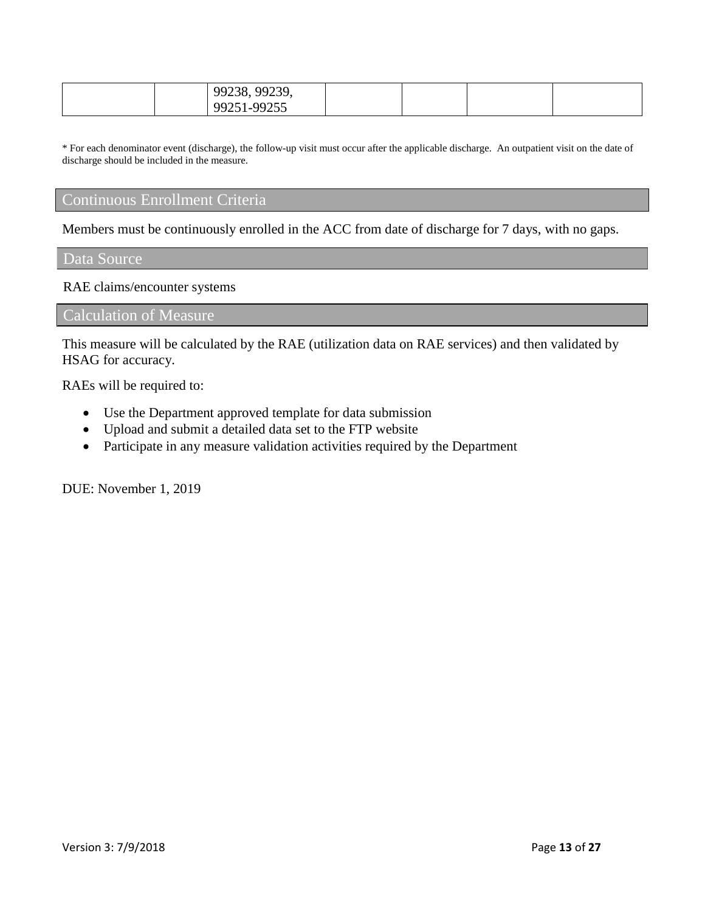|  |  | 99238, 99239, 99251-99255 |  |  |  |  |
|---|---|---|---|---|---|---|

* For each denominator event (discharge), the follow-up visit must occur after the applicable discharge. An outpatient visit on the date of discharge should be included in the measure.

## Continuous Enrollment Criteria

Members must be continuously enrolled in the ACC from date of discharge for 7 days, with no gaps.

## Data Source

RAE claims/encounter systems

## Calculation of Measure

This measure will be calculated by the RAE (utilization data on RAE services) and then validated by HSAG for accuracy.

RAEs will be required to:

- Use the Department approved template for data submission
- Upload and submit a detailed data set to the FTP website
- Participate in any measure validation activities required by the Department

DUE: November 1, 2019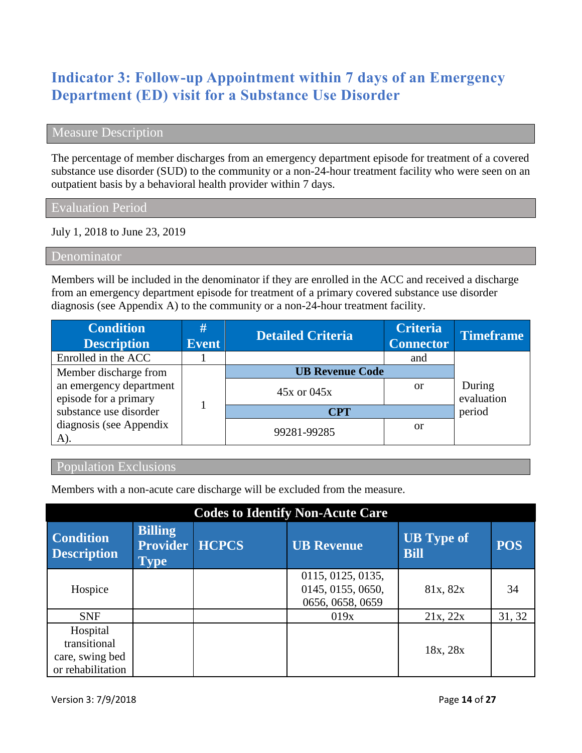# Indicator 3: Follow-up Appointment within 7 days of an Emergency Department (ED) visit for a Substance Use Disorder

## Measure Description

The percentage of member discharges from an emergency department episode for treatment of a covered substance use disorder (SUD) to the community or a non-24-hour treatment facility who were seen on an outpatient basis by a behavioral health provider within 7 days.

## Evaluation Period

July 1, 2018 to June 23, 2019

## Denominator

Members will be included in the denominator if they are enrolled in the ACC and received a discharge from an emergency department episode for treatment of a primary covered substance use disorder diagnosis (see Appendix A) to the community or a non-24-hour treatment facility.

| Condition Description | # Event | Detailed Criteria | Criteria Connector | Timeframe |
|---|---|---|---|---|
| Enrolled in the ACC | 1 | | and | During evaluation period |
| Member discharge from an emergency department episode for a primary substance use disorder diagnosis (see Appendix A). | 1 | **UB Revenue Code** | | |
| | | 45x or 045x | or | |
| | | **CPT** | | |
| | | 99281-99285 | or | |

## Population Exclusions

Members with a non-acute care discharge will be excluded from the measure.

| Codes to Identify Non-Acute Care | | | | | |
|---|---|---|---|---|---|
| **Condition Description** | **Billing Provider Type** | **HCPCS** | **UB Revenue** | **UB Type of Bill** | **POS** |
| Hospice | | | 0115, 0125, 0135, 0145, 0155, 0650, 0656, 0658, 0659 | 81x, 82x | 34 |
| SNF | | | 019x | 21x, 22x | 31, 32 |
| Hospital transitional care, swing bed or rehabilitation | | | | 18x, 28x | |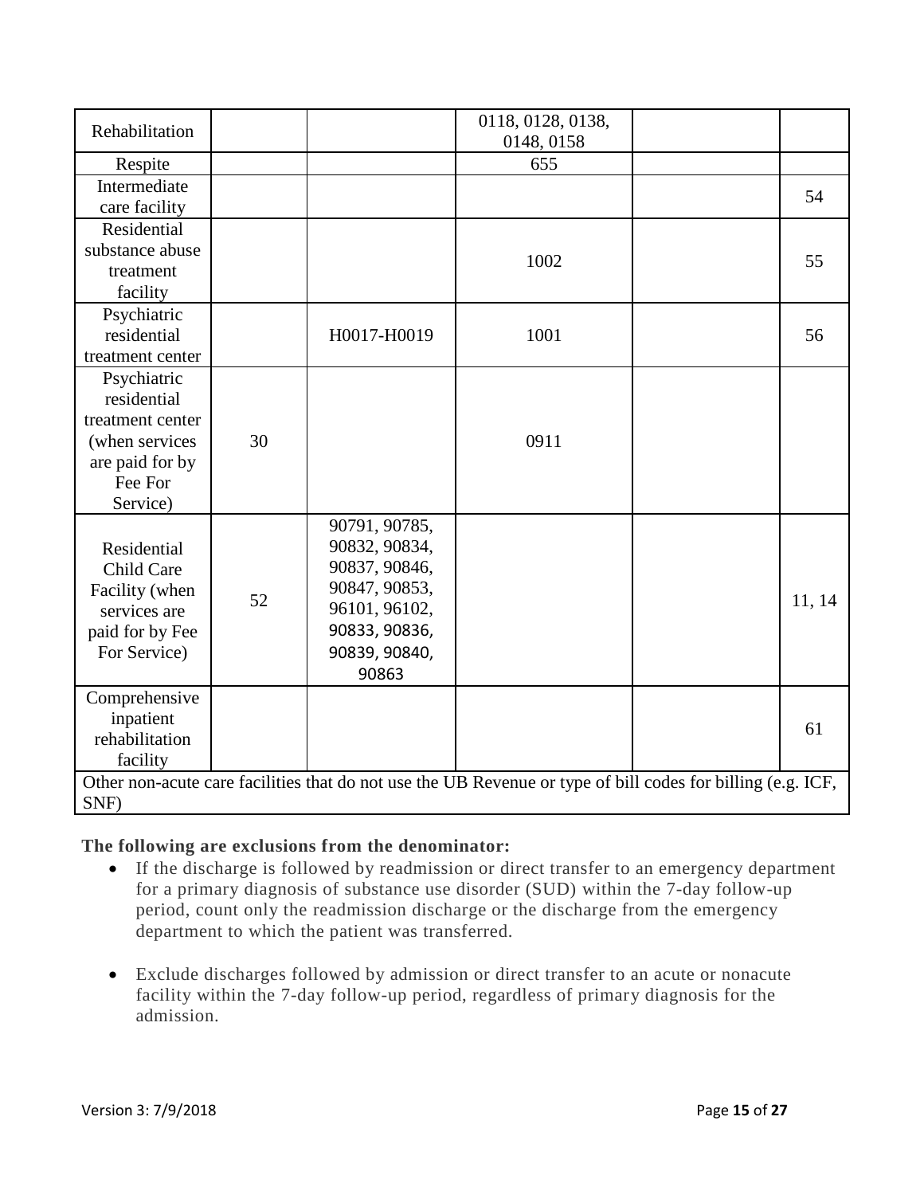| Rehabilitation | | | 0118, 0128, 0138, 0148, 0158 | | |
|---|---|---|---|---|---|
| Respite | | | 655 | | |
| Intermediate care facility | | | | | 54 |
| Residential substance abuse treatment facility | | | 1002 | | 55 |
| Psychiatric residential treatment center | | H0017-H0019 | 1001 | | 56 |
| Psychiatric residential treatment center (when services are paid for by Fee For Service) | 30 | | 0911 | | |
| Residential Child Care Facility (when services are paid for by Fee For Service) | 52 | 90791, 90785, 90832, 90834, 90837, 90846, 90847, 90853, 96101, 96102, 90833, 90836, 90839, 90840, 90863 | | | 11, 14 |
| Comprehensive inpatient rehabilitation facility | | | | | 61 |
| Other non-acute care facilities that do not use the UB Revenue or type of bill codes for billing (e.g. ICF, SNF) | | | | | |

**The following are exclusions from the denominator:**

- If the discharge is followed by readmission or direct transfer to an emergency department for a primary diagnosis of substance use disorder (SUD) within the 7-day follow-up period, count only the readmission discharge or the discharge from the emergency department to which the patient was transferred.
- Exclude discharges followed by admission or direct transfer to an acute or nonacute facility within the 7-day follow-up period, regardless of primary diagnosis for the admission.

Version 3: 7/9/2018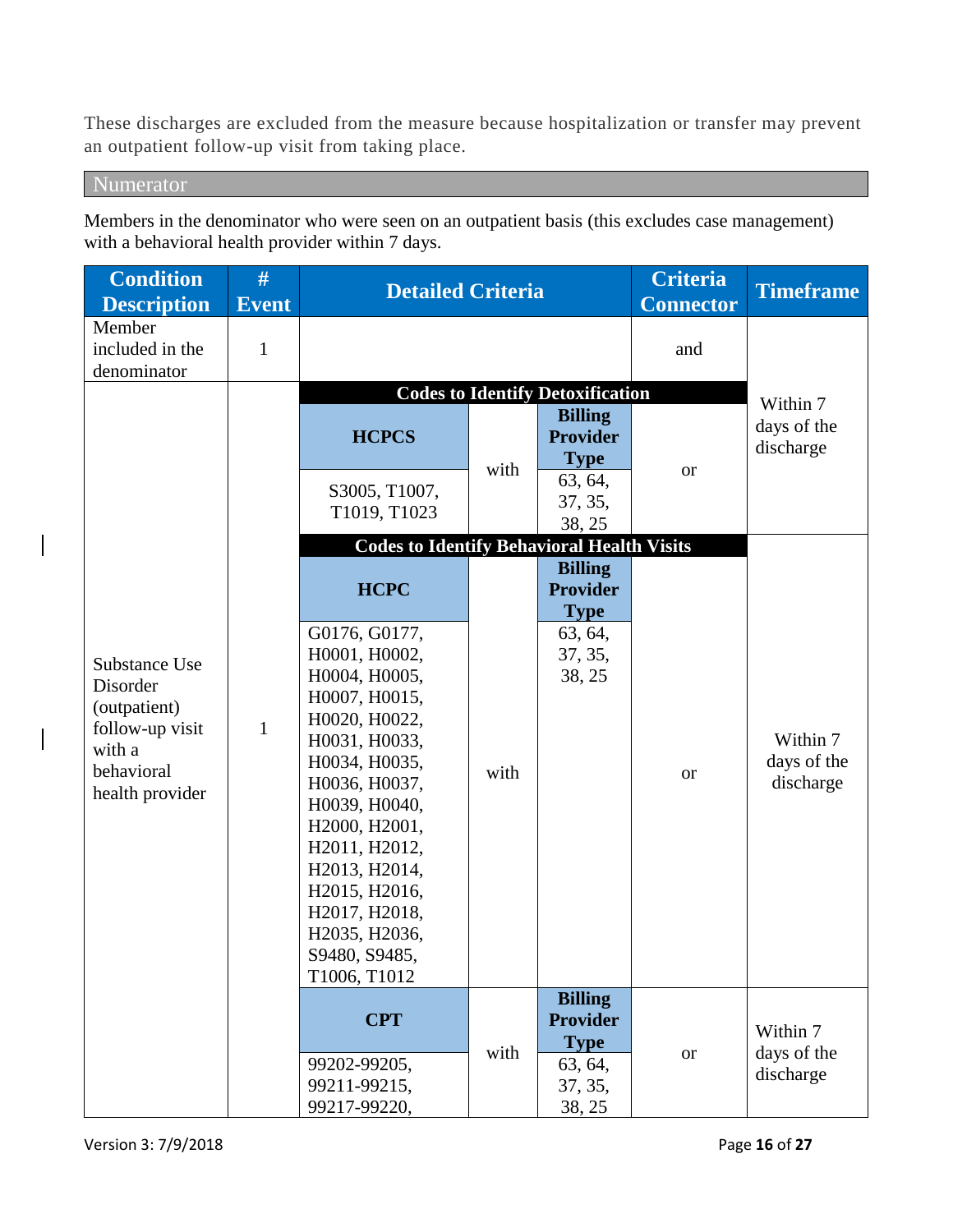These discharges are excluded from the measure because hospitalization or transfer may prevent an outpatient follow-up visit from taking place.

## Numerator

Members in the denominator who were seen on an outpatient basis (this excludes case management) with a behavioral health provider within 7 days.

| Condition Description | # Event | Detailed Criteria | | | Criteria Connector | Timeframe |
|---|---|---|---|---|---|---|
| Member included in the denominator | 1 | | | | and | Within 7 days of the discharge |
| Substance Use Disorder (outpatient) follow-up visit with a behavioral health provider | 1 | **Codes to Identify Detoxification** | | | | |
| | | **HCPCS** | with | **Billing Provider Type** | or | |
| | | S3005, T1007, T1019, T1023 | | 63, 64, 37, 35, 38, 25 | | |
| | | **Codes to Identify Behavioral Health Visits** | | | | |
| | | **HCPC** | with | **Billing Provider Type** | or | Within 7 days of the discharge |
| | | G0176, G0177, H0001, H0002, H0004, H0005, H0007, H0015, H0020, H0022, H0031, H0033, H0034, H0035, H0036, H0037, H0039, H0040, H2000, H2001, H2011, H2012, H2013, H2014, H2015, H2016, H2017, H2018, H2035, H2036, S9480, S9485, T1006, T1012 | | 63, 64, 37, 35, 38, 25 | | |
| | | **CPT** | with | **Billing Provider Type** | or | Within 7 days of the discharge |
| | | 99202-99205, 99211-99215, 99217-99220, | | 63, 64, 37, 35, 38, 25 | | |

Version 3: 7/9/2018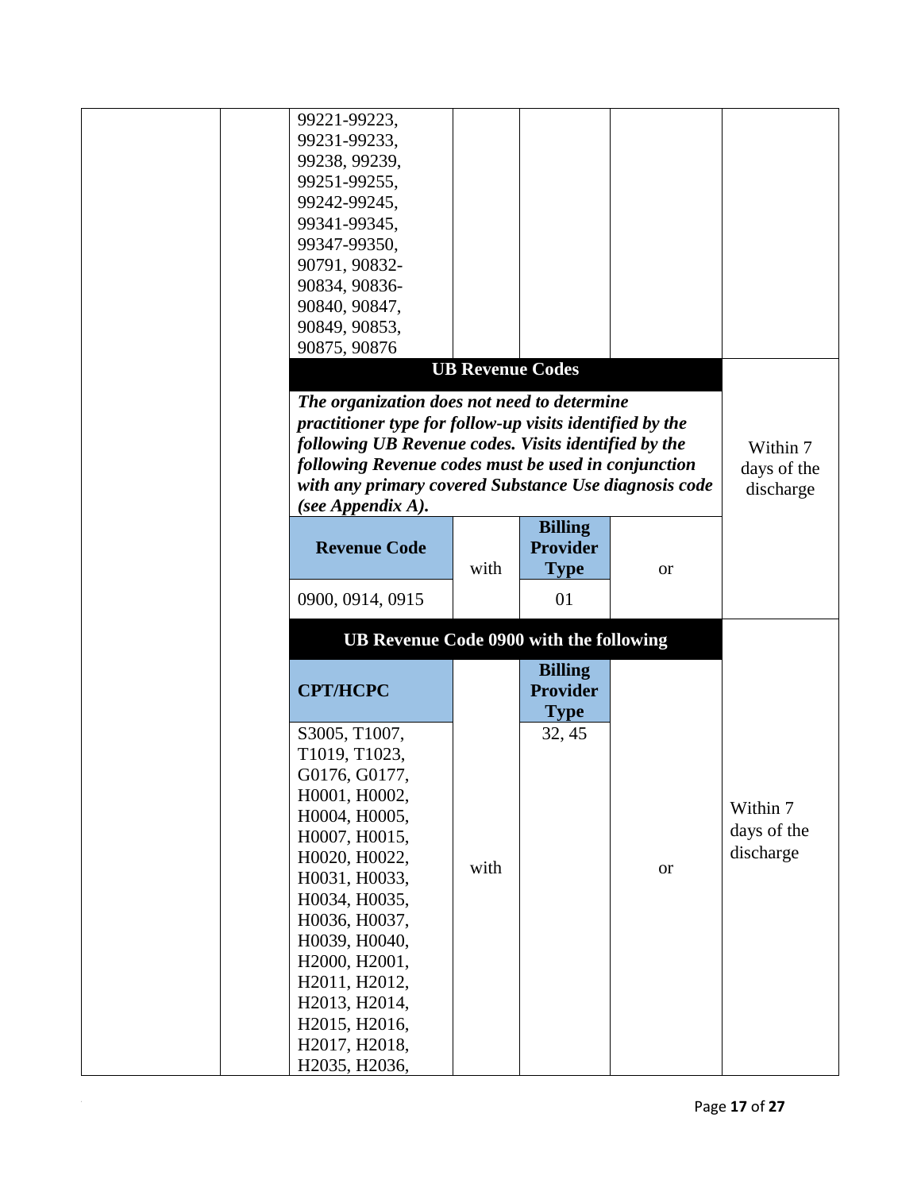| | | | | | | |
|---|---|---|---|---|---|---|
| | | 99221-99223, 99231-99233, 99238, 99239, 99251-99255, 99242-99245, 99341-99345, 99347-99350, 90791, 90832-90834, 90836-90840, 90847, 90849, 90853, 90875, 90876 | | | | |
| | | **UB Revenue Codes** | | | | Within 7 days of the discharge |
| | | ***The organization does not need to determine practitioner type for follow-up visits identified by the following UB Revenue codes. Visits identified by the following Revenue codes must be used in conjunction with any primary covered Substance Use diagnosis code (see Appendix A).*** | | | | |
| | | **Revenue Code** | with | **Billing Provider Type** | or | |
| | | 0900, 0914, 0915 | | 01 | | |
| | | **UB Revenue Code 0900 with the following** | | | | Within 7 days of the discharge |
| | | **CPT/HCPC** | | **Billing Provider Type** | | |
| | | S3005, T1007, T1019, T1023, G0176, G0177, H0001, H0002, H0004, H0005, H0007, H0015, H0020, H0022, H0031, H0033, H0034, H0035, H0036, H0037, H0039, H0040, H2000, H2001, H2011, H2012, H2013, H2014, H2015, H2016, H2017, H2018, H2035, H2036, | with | 32, 45 | or | |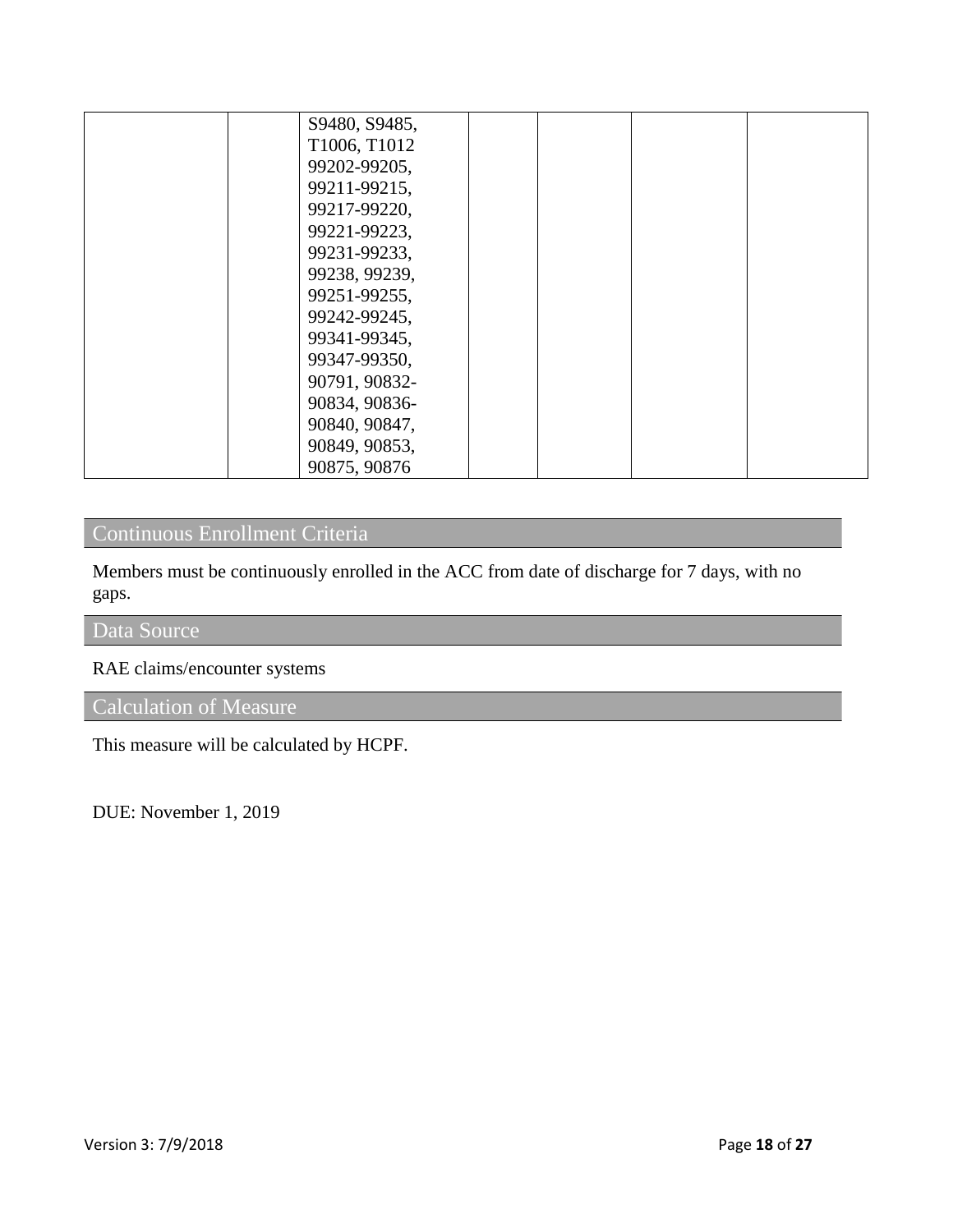| | | | | | | |
|---|---|---|---|---|---|---|
| | | S9480, S9485, T1006, T1012 99202-99205, 99211-99215, 99217-99220, 99221-99223, 99231-99233, 99238, 99239, 99251-99255, 99242-99245, 99341-99345, 99347-99350, 90791, 90832-90834, 90836-90840, 90847, 90849, 90853, 90875, 90876 | | | | |

## Continuous Enrollment Criteria

Members must be continuously enrolled in the ACC from date of discharge for 7 days, with no gaps.

## Data Source

RAE claims/encounter systems

## Calculation of Measure

This measure will be calculated by HCPF.

DUE: November 1, 2019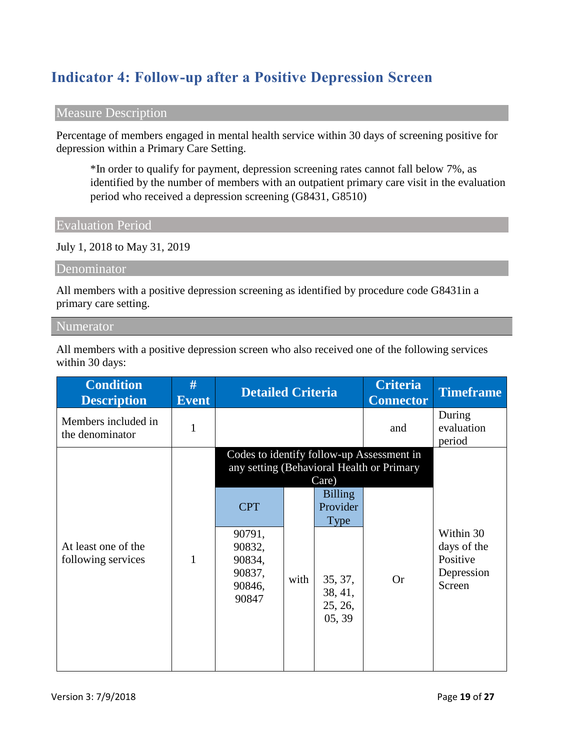## Indicator 4: Follow-up after a Positive Depression Screen

### Measure Description

Percentage of members engaged in mental health service within 30 days of screening positive for depression within a Primary Care Setting.

> *In order to qualify for payment, depression screening rates cannot fall below 7%, as identified by the number of members with an outpatient primary care visit in the evaluation period who received a depression screening (G8431, G8510)

### Evaluation Period

July 1, 2018 to May 31, 2019

### Denominator

All members with a positive depression screening as identified by procedure code G8431in a primary care setting.

### Numerator

All members with a positive depression screen who also received one of the following services within 30 days:

| Condition Description | # Event | Detailed Criteria | | | Criteria Connector | Timeframe |
|---|---|---|---|---|---|---|
| Members included in the denominator | 1 | | | | and | During evaluation period |
| At least one of the following services | 1 | Codes to identify follow-up Assessment in any setting (Behavioral Health or Primary Care) | | | Or | Within 30 days of the Positive Depression Screen |
| | | CPT | | Billing Provider Type | | |
| | | 90791, 90832, 90834, 90837, 90846, 90847 | with | 35, 37, 38, 41, 25, 26, 05, 39 | | |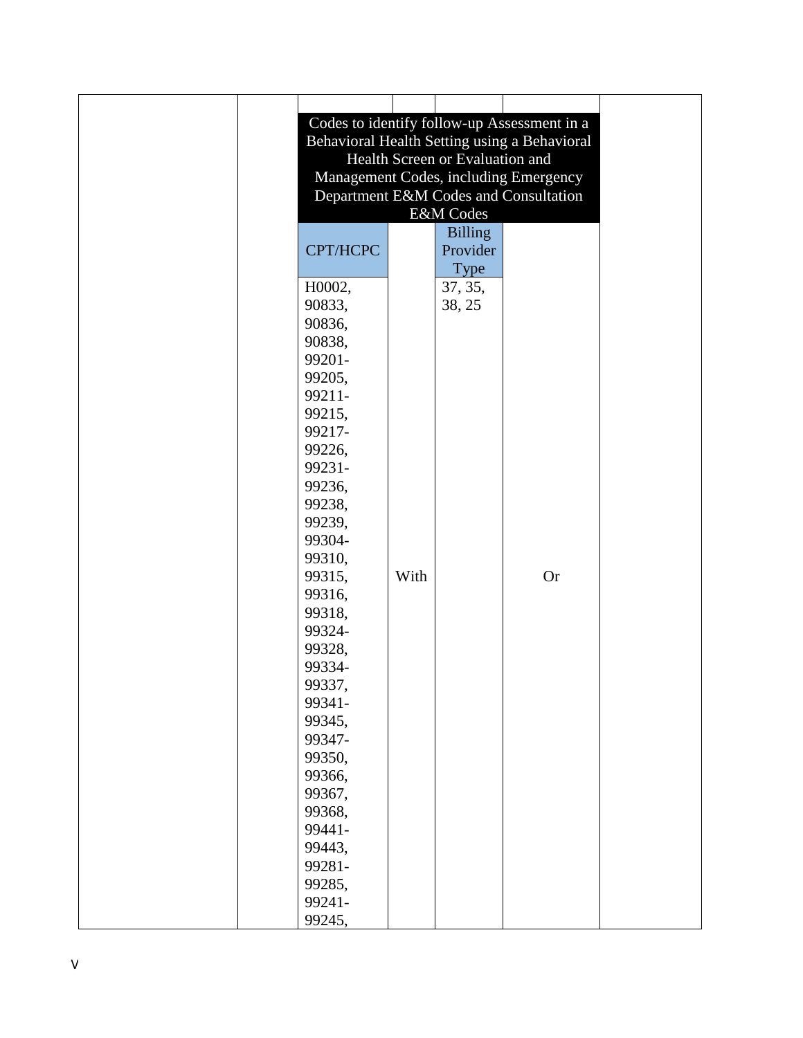| | | Codes to identify follow-up Assessment in a Behavioral Health Setting using a Behavioral Health Screen or Evaluation and Management Codes, including Emergency Department E&M Codes and Consultation E&M Codes | | | | |
|---|---|---|---|---|---|---|
| | | CPT/HCPC | | Billing Provider Type | | |
| | | H0002, 90833, 90836, 90838, 99201-99205, 99211-99215, 99217-99226, 99231-99236, 99238, 99239, 99304-99310, 99315, 99316, 99318, 99324-99328, 99334-99337, 99341-99345, 99347-99350, 99366, 99367, 99368, 99441-99443, 99281-99285, 99241-99245, | With | 37, 35, 38, 25 | Or | |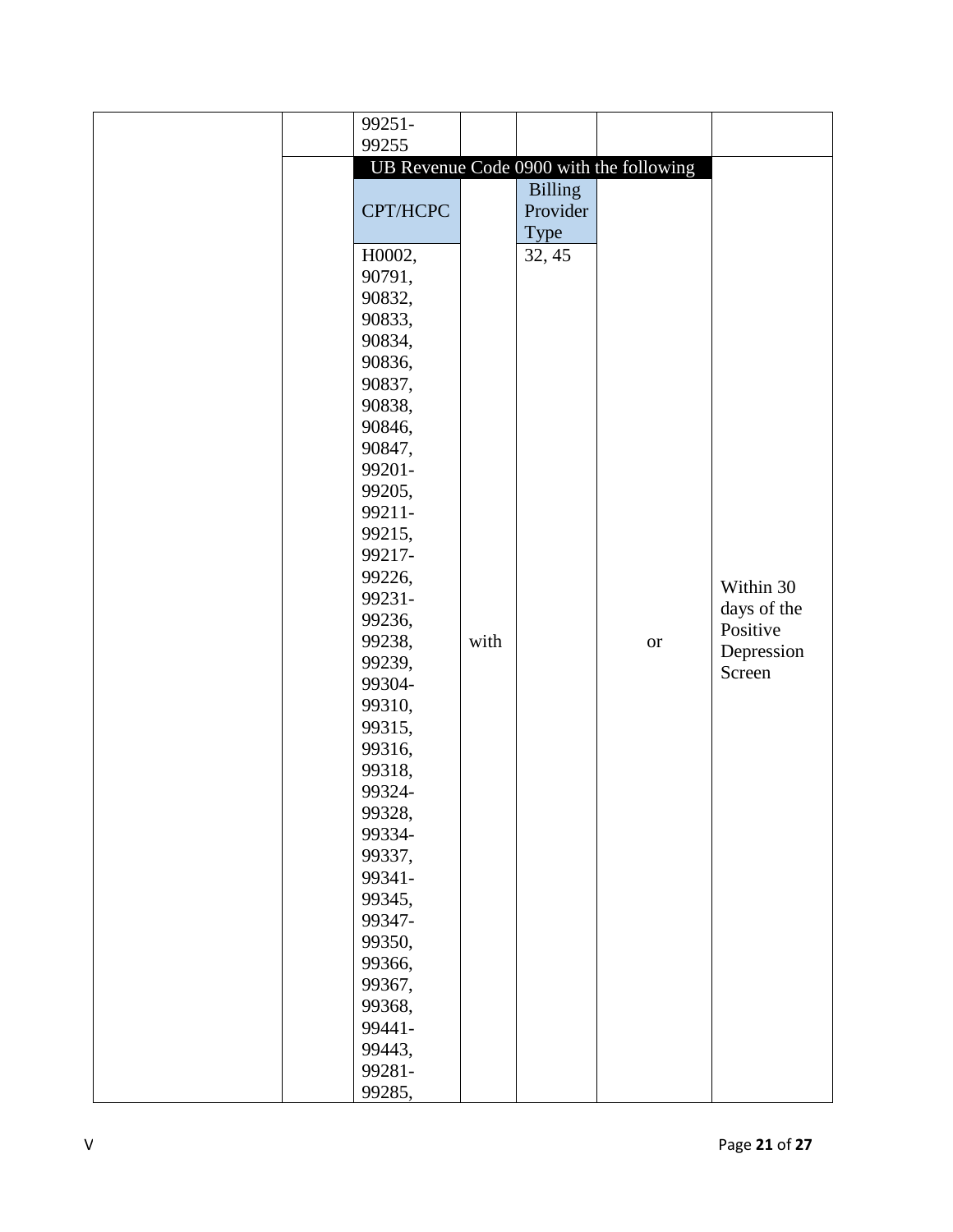| | | | | | | |
|---|---|---|---|---|---|---|
| | | 99251-99255 | | | | |
| | | UB Revenue Code 0900 with the following | | | | Within 30 days of the Positive Depression Screen |
| | | CPT/HCPC | | Billing Provider Type | | |
| | | H0002, 90791, 90832, 90833, 90834, 90836, 90837, 90838, 90846, 90847, 99201-99205, 99211-99215, 99217-99226, 99231-99236, 99238, 99239, 99304-99310, 99315, 99316, 99318, 99324-99328, 99334-99337, 99341-99345, 99347-99350, 99366, 99367, 99368, 99441-99443, 99281-99285, | with | 32, 45 | or | |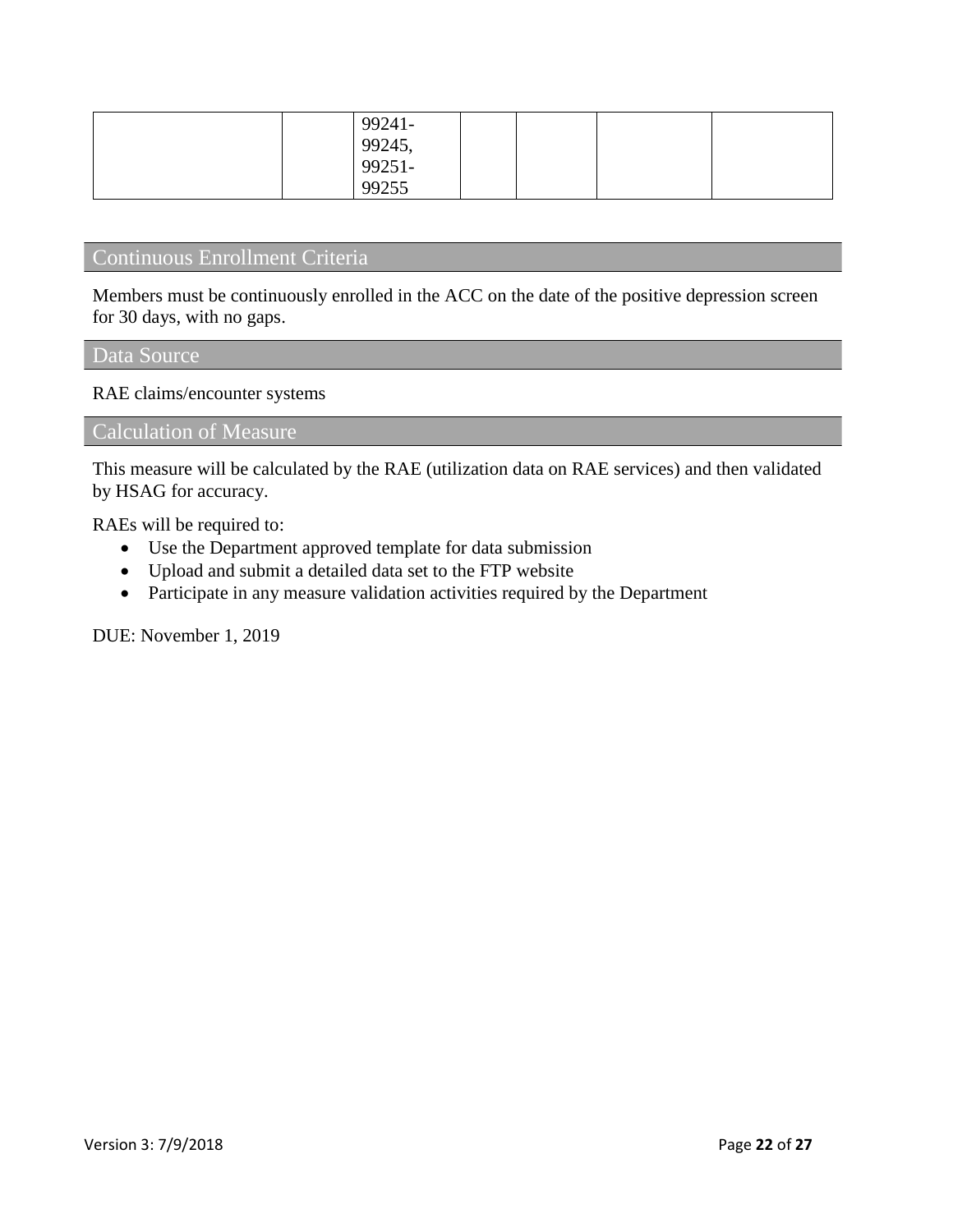|  |  | 99241-99245, 99251-99255 |  |  |  |  |
|---|---|---|---|---|---|---|

## Continuous Enrollment Criteria

Members must be continuously enrolled in the ACC on the date of the positive depression screen for 30 days, with no gaps.

## Data Source

RAE claims/encounter systems

## Calculation of Measure

This measure will be calculated by the RAE (utilization data on RAE services) and then validated by HSAG for accuracy.

RAEs will be required to:

- Use the Department approved template for data submission
- Upload and submit a detailed data set to the FTP website
- Participate in any measure validation activities required by the Department

DUE: November 1, 2019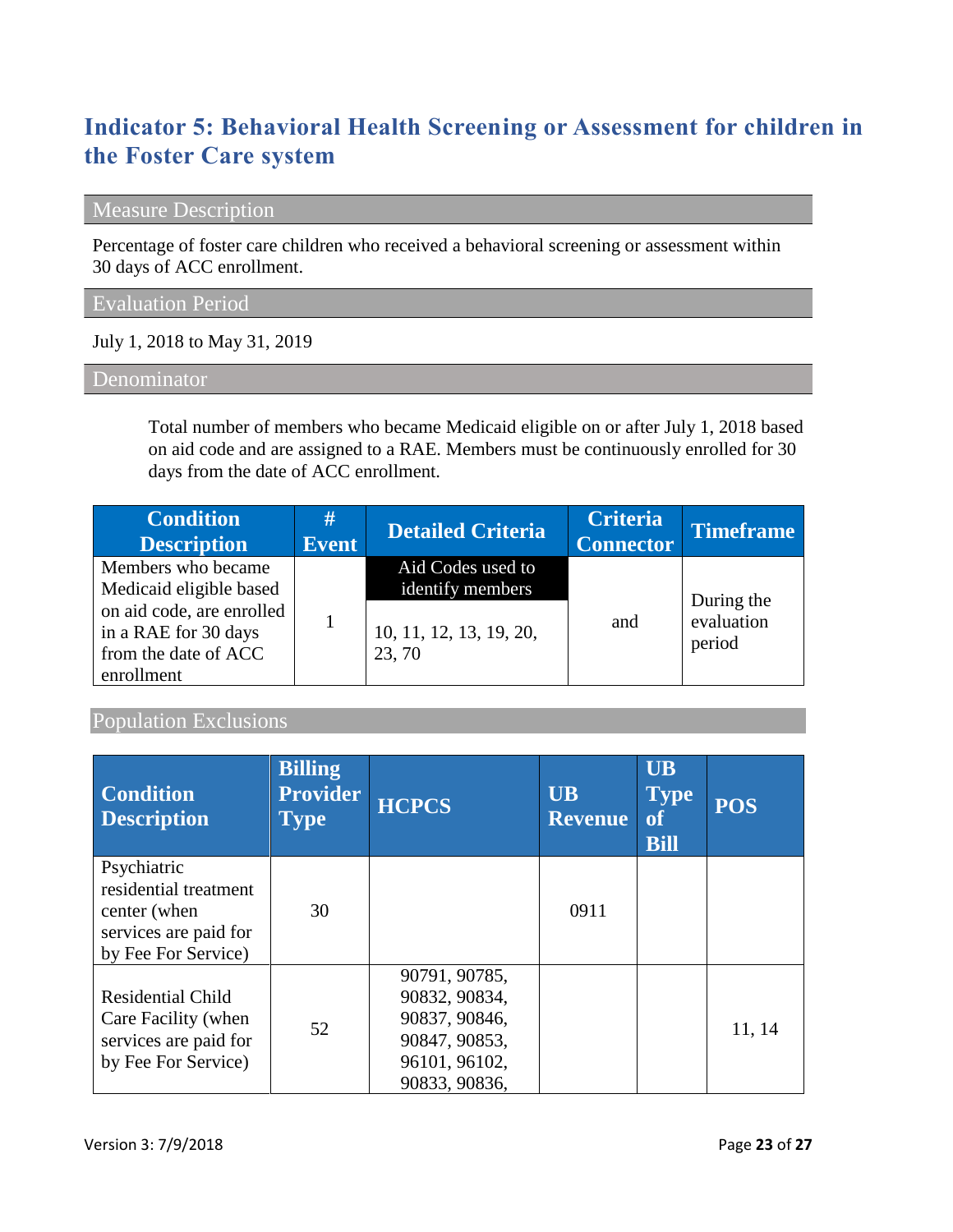## Indicator 5: Behavioral Health Screening or Assessment for children in the Foster Care system

### Measure Description

Percentage of foster care children who received a behavioral screening or assessment within 30 days of ACC enrollment.

### Evaluation Period

July 1, 2018 to May 31, 2019

### Denominator

Total number of members who became Medicaid eligible on or after July 1, 2018 based on aid code and are assigned to a RAE. Members must be continuously enrolled for 30 days from the date of ACC enrollment.

| Condition Description | # Event | Detailed Criteria | Criteria Connector | Timeframe |
|---|---|---|---|---|
| Members who became Medicaid eligible based on aid code, are enrolled in a RAE for 30 days from the date of ACC enrollment | 1 | Aid Codes used to identify members<br>10, 11, 12, 13, 19, 20, 23, 70 | and | During the evaluation period |

### Population Exclusions

| Condition Description | Billing Provider Type | HCPCS | UB Revenue | UB Type of Bill | POS |
|---|---|---|---|---|---|
| Psychiatric residential treatment center (when services are paid for by Fee For Service) | 30 | | 0911 | | |
| Residential Child Care Facility (when services are paid for by Fee For Service) | 52 | 90791, 90785, 90832, 90834, 90837, 90846, 90847, 90853, 96101, 96102, 90833, 90836, | | | 11, 14 |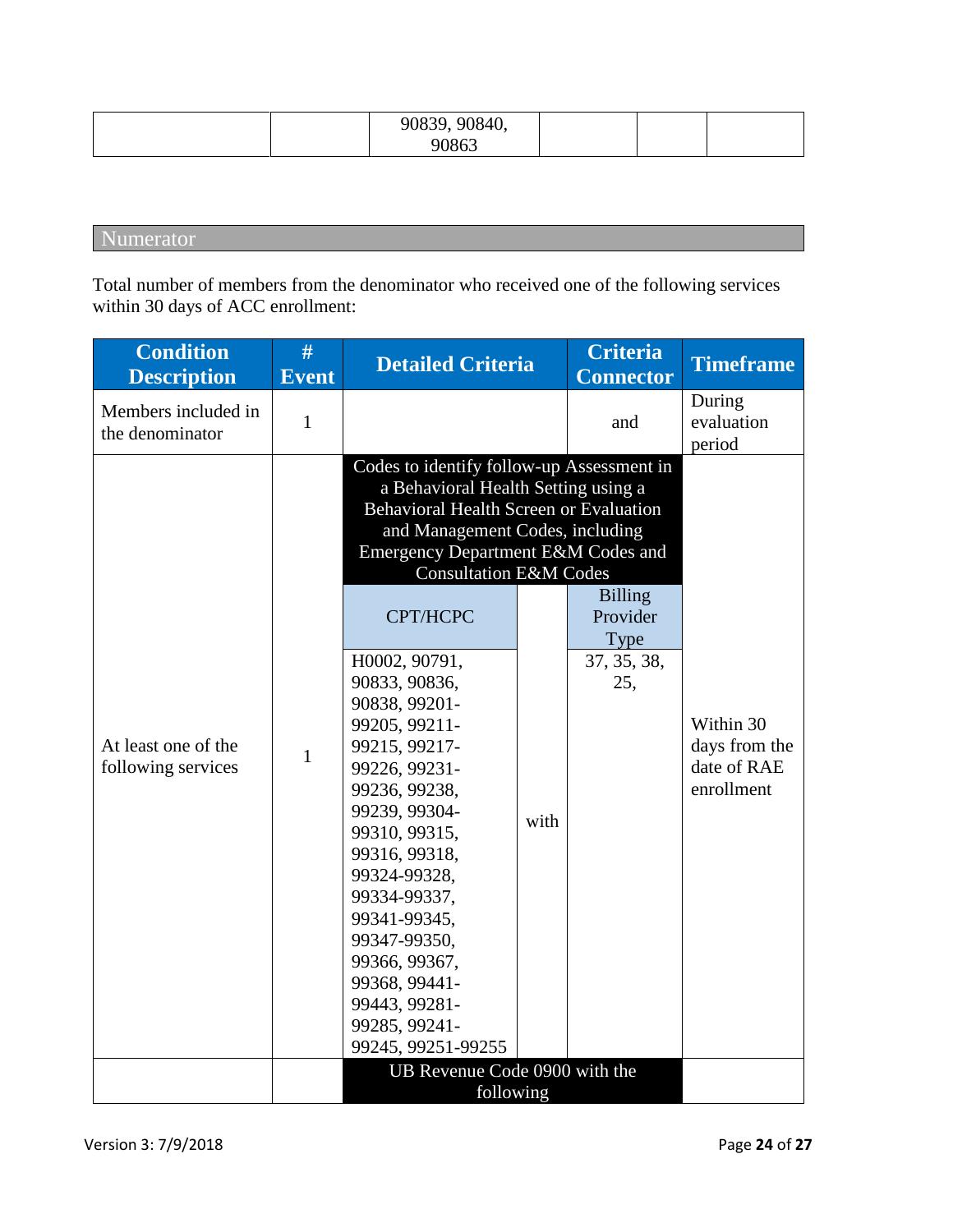| | | 90839, 90840, 90863 | | | |
|---|---|---|---|---|---|

## Numerator

Total number of members from the denominator who received one of the following services within 30 days of ACC enrollment:

| Condition Description | # Event | Detailed Criteria | | Criteria Connector | Timeframe |
|---|---|---|---|---|---|
| Members included in the denominator | 1 | | | and | During evaluation period |
| At least one of the following services | 1 | Codes to identify follow-up Assessment in a Behavioral Health Setting using a Behavioral Health Screen or Evaluation and Management Codes, including Emergency Department E&M Codes and Consultation E&M Codes | | | Within 30 days from the date of RAE enrollment |
| | | CPT/HCPC | | Billing Provider Type | |
| | | H0002, 90791, 90833, 90836, 90838, 99201-99205, 99211-99215, 99217-99226, 99231-99236, 99238, 99239, 99304-99310, 99315, 99316, 99318, 99324-99328, 99334-99337, 99341-99345, 99347-99350, 99366, 99367, 99368, 99441-99443, 99281-99285, 99241-99245, 99251-99255 | with | 37, 35, 38, 25, | |
| | | UB Revenue Code 0900 with the following | | | |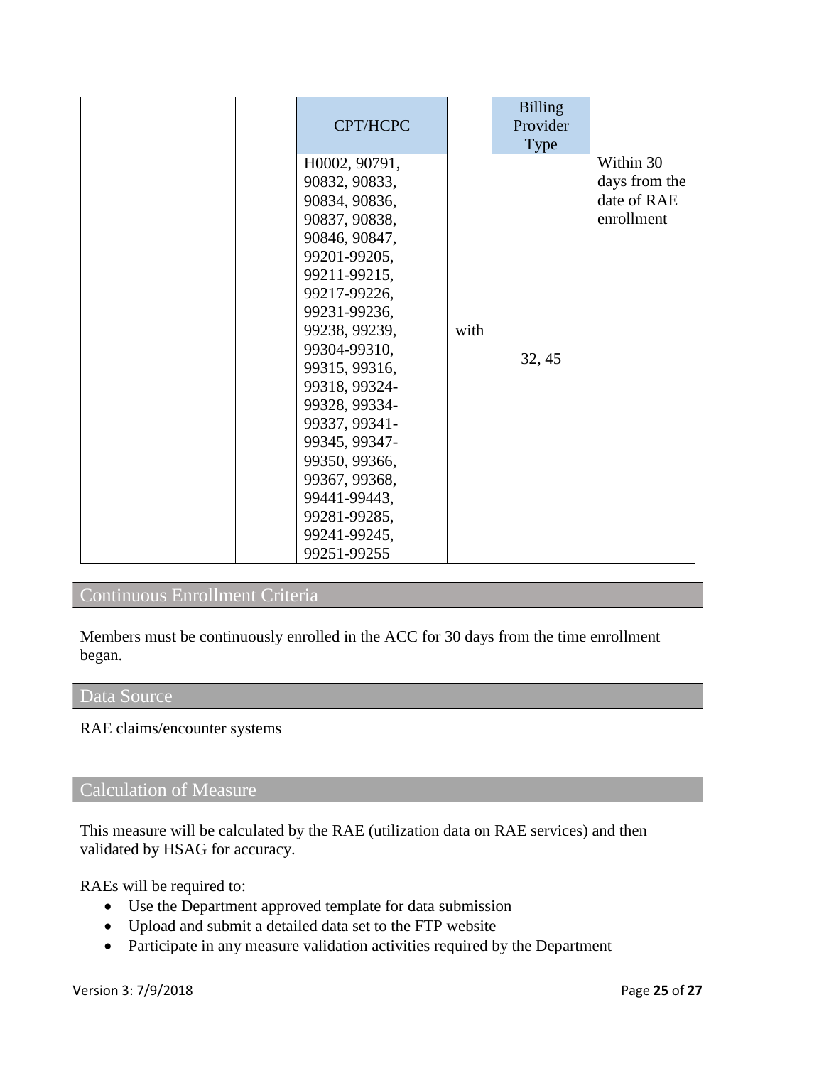| | | CPT/HCPC | | Billing Provider Type | |
|---|---|---|---|---|---|
| | | H0002, 90791, 90832, 90833, 90834, 90836, 90837, 90838, 90846, 90847, 99201-99205, 99211-99215, 99217-99226, 99231-99236, 99238, 99239, 99304-99310, 99315, 99316, 99318, 99324-99328, 99334-99337, 99341-99345, 99347-99350, 99366, 99367, 99368, 99441-99443, 99281-99285, 99241-99245, 99251-99255 | with | 32, 45 | Within 30 days from the date of RAE enrollment |

## Continuous Enrollment Criteria

Members must be continuously enrolled in the ACC for 30 days from the time enrollment began.

## Data Source

RAE claims/encounter systems

## Calculation of Measure

This measure will be calculated by the RAE (utilization data on RAE services) and then validated by HSAG for accuracy.

RAEs will be required to:

- Use the Department approved template for data submission
- Upload and submit a detailed data set to the FTP website
- Participate in any measure validation activities required by the Department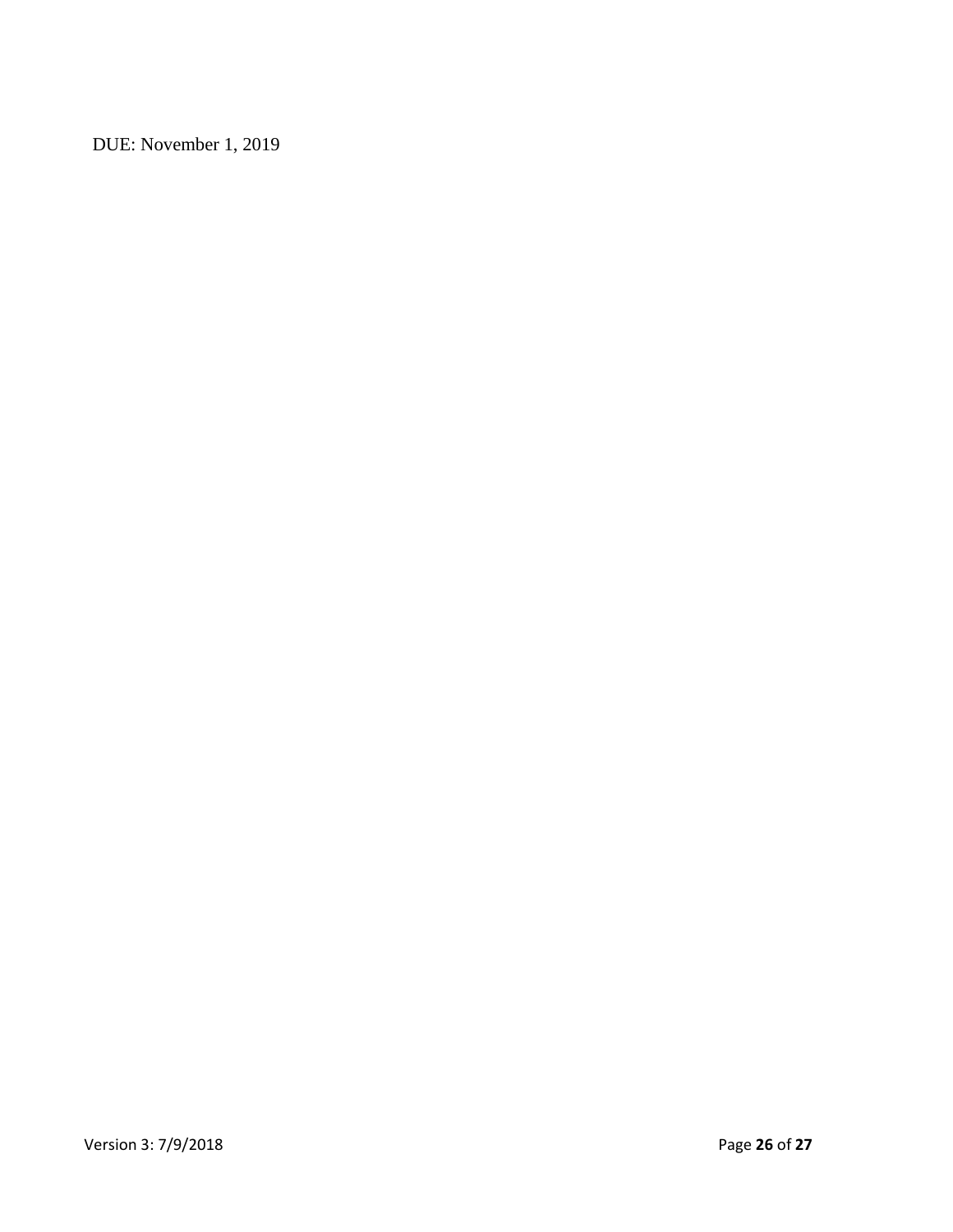DUE: November 1, 2019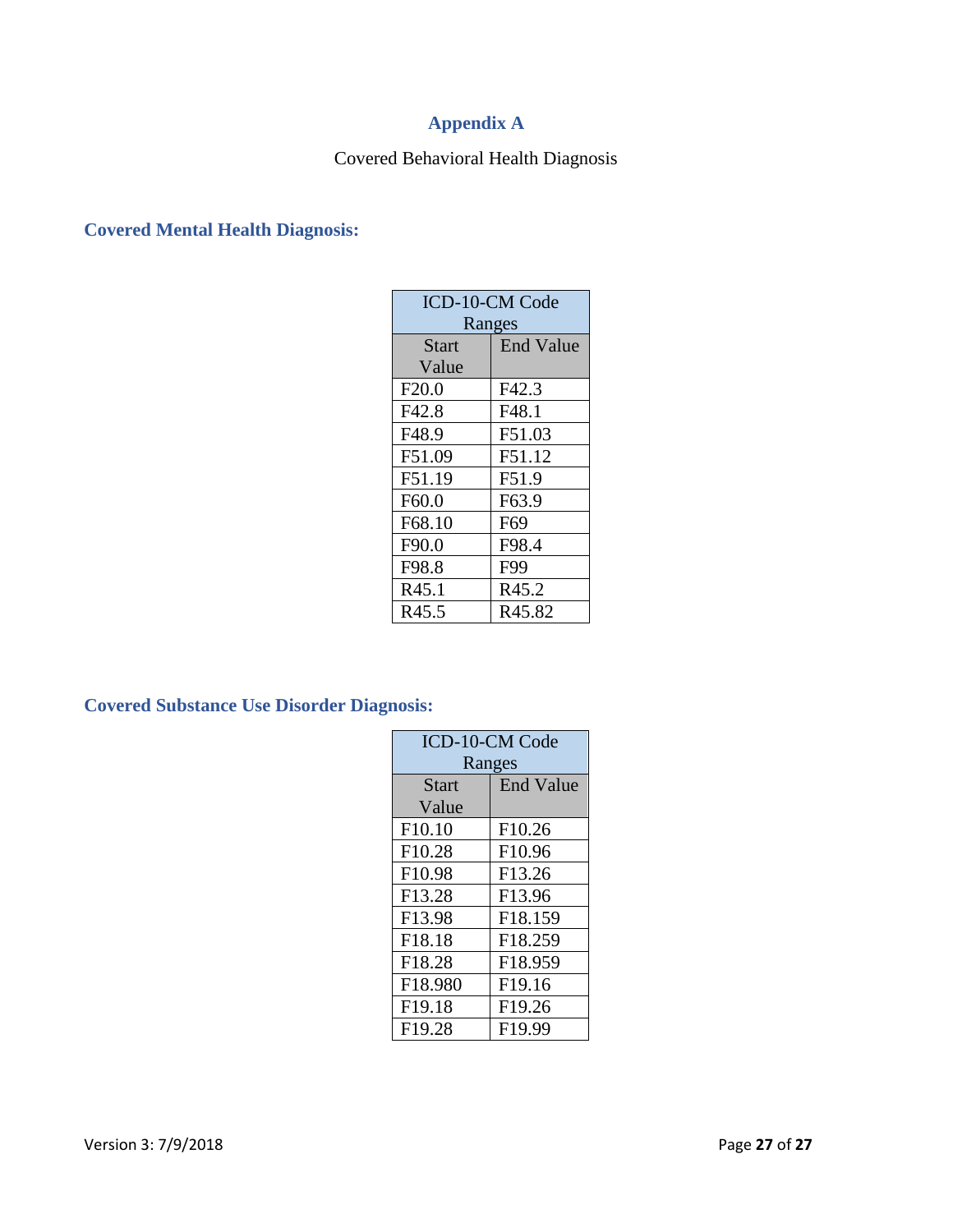# Appendix A

Covered Behavioral Health Diagnosis

## Covered Mental Health Diagnosis:

| ICD-10-CM Code Ranges | |
|---|---|
| Start Value | End Value |
| F20.0 | F42.3 |
| F42.8 | F48.1 |
| F48.9 | F51.03 |
| F51.09 | F51.12 |
| F51.19 | F51.9 |
| F60.0 | F63.9 |
| F68.10 | F69 |
| F90.0 | F98.4 |
| F98.8 | F99 |
| R45.1 | R45.2 |
| R45.5 | R45.82 |

## Covered Substance Use Disorder Diagnosis:

| ICD-10-CM Code Ranges | |
|---|---|
| Start Value | End Value |
| F10.10 | F10.26 |
| F10.28 | F10.96 |
| F10.98 | F13.26 |
| F13.28 | F13.96 |
| F13.98 | F18.159 |
| F18.18 | F18.259 |
| F18.28 | F18.959 |
| F18.980 | F19.16 |
| F19.18 | F19.26 |
| F19.28 | F19.99 |

Version 3: 7/9/2018